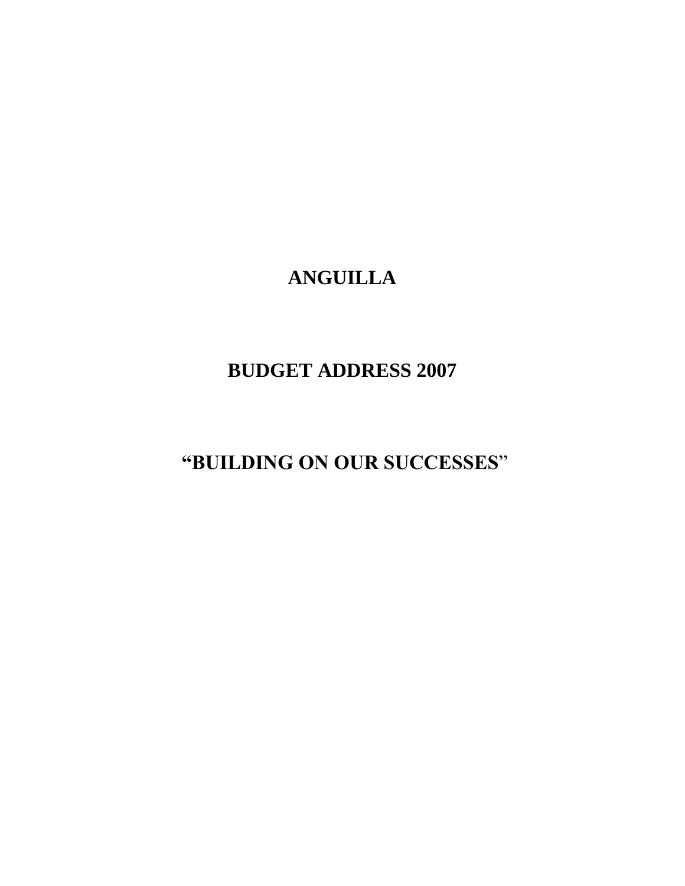# ANGUILLA

# BUDGET ADDRESS 2007

# "BUILDING ON OUR SUCCESSES"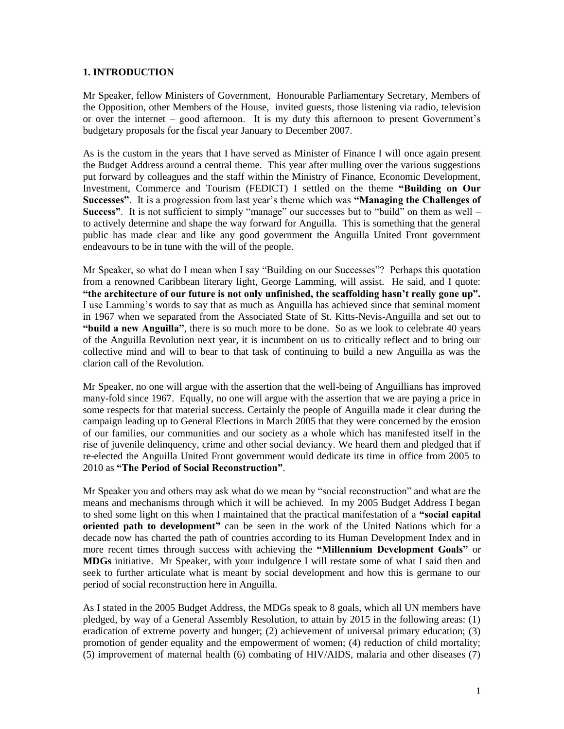## 1. INTRODUCTION

Mr Speaker, fellow Ministers of Government, Honourable Parliamentary Secretary, Members of the Opposition, other Members of the House, invited guests, those listening via radio, television or over the internet – good afternoon. It is my duty this afternoon to present Government's budgetary proposals for the fiscal year January to December 2007.

As is the custom in the years that I have served as Minister of Finance I will once again present the Budget Address around a central theme. This year after mulling over the various suggestions put forward by colleagues and the staff within the Ministry of Finance, Economic Development, Investment, Commerce and Tourism (FEDICT) I settled on the theme **"Building on Our Successes"**. It is a progression from last year's theme which was **"Managing the Challenges of Success"**. It is not sufficient to simply "manage" our successes but to "build" on them as well – to actively determine and shape the way forward for Anguilla. This is something that the general public has made clear and like any good government the Anguilla United Front government endeavours to be in tune with the will of the people.

Mr Speaker, so what do I mean when I say "Building on our Successes"? Perhaps this quotation from a renowned Caribbean literary light, George Lamming, will assist. He said, and I quote: **"the architecture of our future is not only unfinished, the scaffolding hasn't really gone up".** I use Lamming's words to say that as much as Anguilla has achieved since that seminal moment in 1967 when we separated from the Associated State of St. Kitts-Nevis-Anguilla and set out to **"build a new Anguilla"**, there is so much more to be done. So as we look to celebrate 40 years of the Anguilla Revolution next year, it is incumbent on us to critically reflect and to bring our collective mind and will to bear to that task of continuing to build a new Anguilla as was the clarion call of the Revolution.

Mr Speaker, no one will argue with the assertion that the well-being of Anguillians has improved many-fold since 1967. Equally, no one will argue with the assertion that we are paying a price in some respects for that material success. Certainly the people of Anguilla made it clear during the campaign leading up to General Elections in March 2005 that they were concerned by the erosion of our families, our communities and our society as a whole which has manifested itself in the rise of juvenile delinquency, crime and other social deviancy. We heard them and pledged that if re-elected the Anguilla United Front government would dedicate its time in office from 2005 to 2010 as **"The Period of Social Reconstruction"**.

Mr Speaker you and others may ask what do we mean by "social reconstruction" and what are the means and mechanisms through which it will be achieved. In my 2005 Budget Address I began to shed some light on this when I maintained that the practical manifestation of a **"social capital oriented path to development"** can be seen in the work of the United Nations which for a decade now has charted the path of countries according to its Human Development Index and in more recent times through success with achieving the **"Millennium Development Goals"** or **MDGs** initiative. Mr Speaker, with your indulgence I will restate some of what I said then and seek to further articulate what is meant by social development and how this is germane to our period of social reconstruction here in Anguilla.

As I stated in the 2005 Budget Address, the MDGs speak to 8 goals, which all UN members have pledged, by way of a General Assembly Resolution, to attain by 2015 in the following areas: (1) eradication of extreme poverty and hunger; (2) achievement of universal primary education; (3) promotion of gender equality and the empowerment of women; (4) reduction of child mortality; (5) improvement of maternal health (6) combating of HIV/AIDS, malaria and other diseases (7)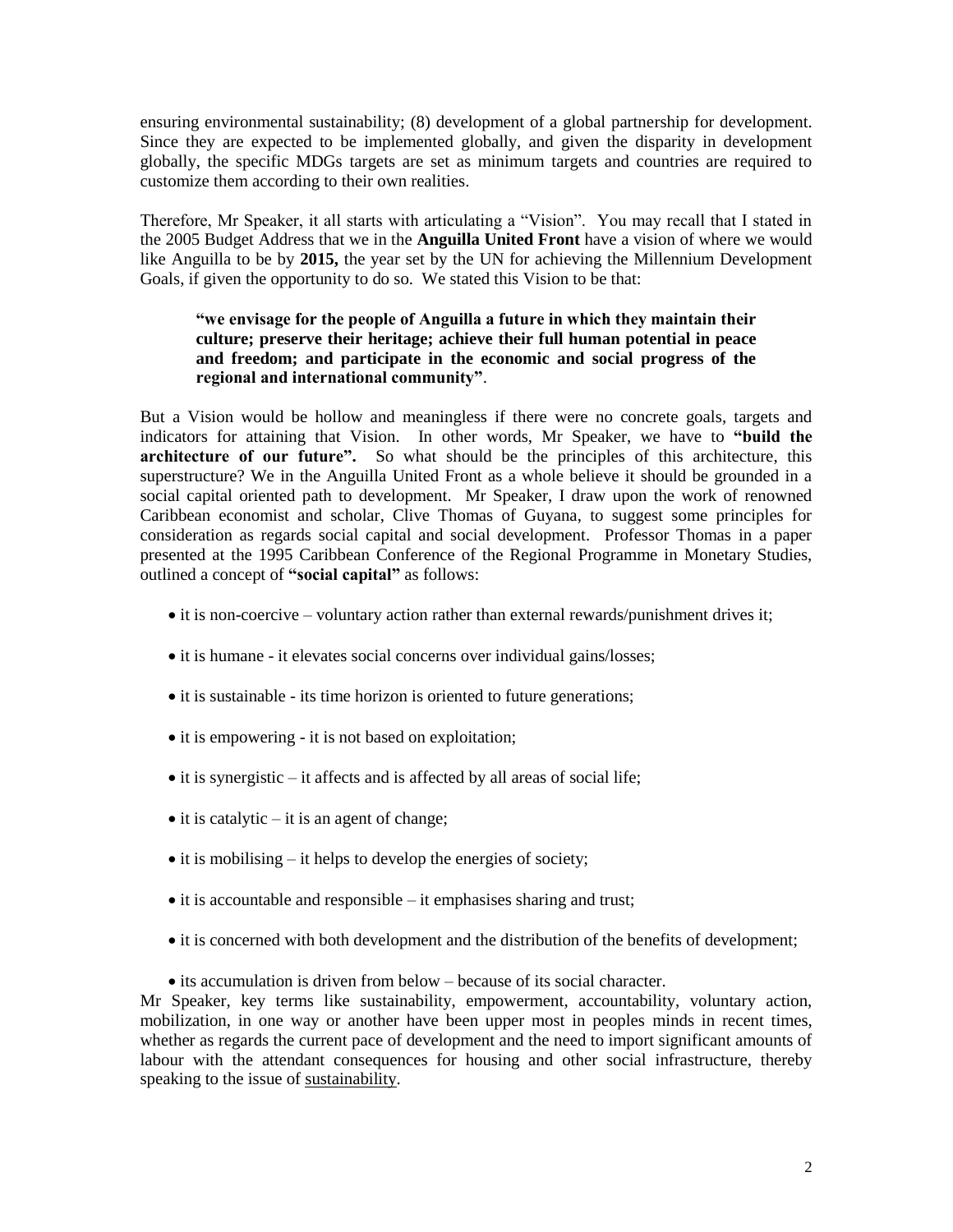ensuring environmental sustainability; (8) development of a global partnership for development. Since they are expected to be implemented globally, and given the disparity in development globally, the specific MDGs targets are set as minimum targets and countries are required to customize them according to their own realities.

Therefore, Mr Speaker, it all starts with articulating a "Vision". You may recall that I stated in the 2005 Budget Address that we in the **Anguilla United Front** have a vision of where we would like Anguilla to be by **2015,** the year set by the UN for achieving the Millennium Development Goals, if given the opportunity to do so. We stated this Vision to be that:

> **"we envisage for the people of Anguilla a future in which they maintain their culture; preserve their heritage; achieve their full human potential in peace and freedom; and participate in the economic and social progress of the regional and international community"**.

But a Vision would be hollow and meaningless if there were no concrete goals, targets and indicators for attaining that Vision. In other words, Mr Speaker, we have to **"build the architecture of our future".** So what should be the principles of this architecture, this superstructure? We in the Anguilla United Front as a whole believe it should be grounded in a social capital oriented path to development. Mr Speaker, I draw upon the work of renowned Caribbean economist and scholar, Clive Thomas of Guyana, to suggest some principles for consideration as regards social capital and social development. Professor Thomas in a paper presented at the 1995 Caribbean Conference of the Regional Programme in Monetary Studies, outlined a concept of **"social capital"** as follows:

- it is non-coercive – voluntary action rather than external rewards/punishment drives it;
- it is humane - it elevates social concerns over individual gains/losses;
- it is sustainable - its time horizon is oriented to future generations;
- it is empowering - it is not based on exploitation;
- it is synergistic – it affects and is affected by all areas of social life;
- it is catalytic – it is an agent of change;
- it is mobilising – it helps to develop the energies of society;
- it is accountable and responsible – it emphasises sharing and trust;
- it is concerned with both development and the distribution of the benefits of development;
- its accumulation is driven from below – because of its social character.

Mr Speaker, key terms like sustainability, empowerment, accountability, voluntary action, mobilization, in one way or another have been upper most in peoples minds in recent times, whether as regards the current pace of development and the need to import significant amounts of labour with the attendant consequences for housing and other social infrastructure, thereby speaking to the issue of <u>sustainability</u>.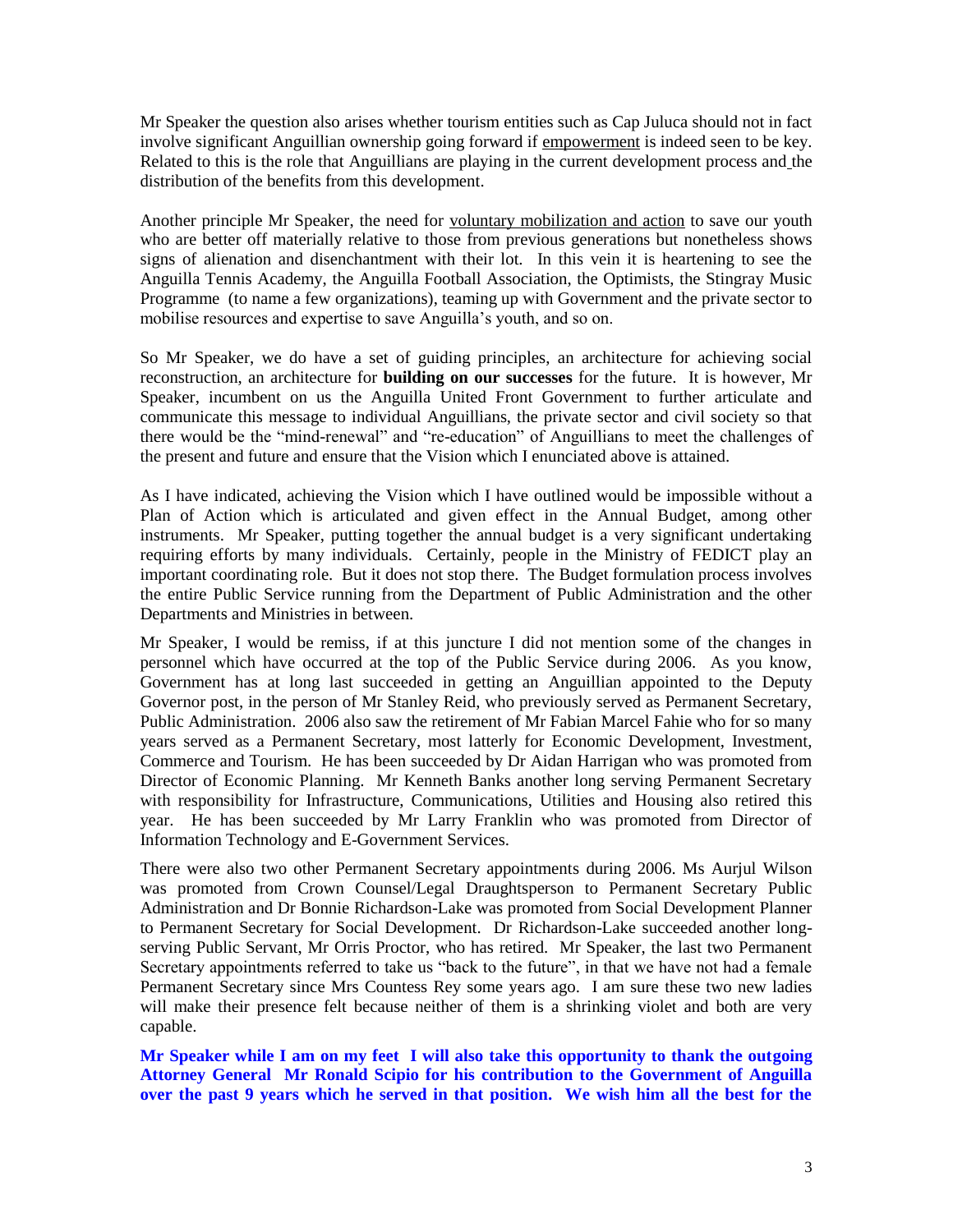Mr Speaker the question also arises whether tourism entities such as Cap Juluca should not in fact involve significant Anguillian ownership going forward if empowerment is indeed seen to be key. Related to this is the role that Anguillians are playing in the current development process and the distribution of the benefits from this development.

Another principle Mr Speaker, the need for voluntary mobilization and action to save our youth who are better off materially relative to those from previous generations but nonetheless shows signs of alienation and disenchantment with their lot. In this vein it is heartening to see the Anguilla Tennis Academy, the Anguilla Football Association, the Optimists, the Stingray Music Programme (to name a few organizations), teaming up with Government and the private sector to mobilise resources and expertise to save Anguilla's youth, and so on.

So Mr Speaker, we do have a set of guiding principles, an architecture for achieving social reconstruction, an architecture for **building on our successes** for the future. It is however, Mr Speaker, incumbent on us the Anguilla United Front Government to further articulate and communicate this message to individual Anguillians, the private sector and civil society so that there would be the "mind-renewal" and "re-education" of Anguillians to meet the challenges of the present and future and ensure that the Vision which I enunciated above is attained.

As I have indicated, achieving the Vision which I have outlined would be impossible without a Plan of Action which is articulated and given effect in the Annual Budget, among other instruments. Mr Speaker, putting together the annual budget is a very significant undertaking requiring efforts by many individuals. Certainly, people in the Ministry of FEDICT play an important coordinating role. But it does not stop there. The Budget formulation process involves the entire Public Service running from the Department of Public Administration and the other Departments and Ministries in between.

Mr Speaker, I would be remiss, if at this juncture I did not mention some of the changes in personnel which have occurred at the top of the Public Service during 2006. As you know, Government has at long last succeeded in getting an Anguillian appointed to the Deputy Governor post, in the person of Mr Stanley Reid, who previously served as Permanent Secretary, Public Administration. 2006 also saw the retirement of Mr Fabian Marcel Fahie who for so many years served as a Permanent Secretary, most latterly for Economic Development, Investment, Commerce and Tourism. He has been succeeded by Dr Aidan Harrigan who was promoted from Director of Economic Planning. Mr Kenneth Banks another long serving Permanent Secretary with responsibility for Infrastructure, Communications, Utilities and Housing also retired this year. He has been succeeded by Mr Larry Franklin who was promoted from Director of Information Technology and E-Government Services.

There were also two other Permanent Secretary appointments during 2006. Ms Aurjul Wilson was promoted from Crown Counsel/Legal Draughtsperson to Permanent Secretary Public Administration and Dr Bonnie Richardson-Lake was promoted from Social Development Planner to Permanent Secretary for Social Development. Dr Richardson-Lake succeeded another long-serving Public Servant, Mr Orris Proctor, who has retired. Mr Speaker, the last two Permanent Secretary appointments referred to take us "back to the future", in that we have not had a female Permanent Secretary since Mrs Countess Rey some years ago. I am sure these two new ladies will make their presence felt because neither of them is a shrinking violet and both are very capable.

**Mr Speaker while I am on my feet I will also take this opportunity to thank the outgoing Attorney General Mr Ronald Scipio for his contribution to the Government of Anguilla over the past 9 years which he served in that position. We wish him all the best for the**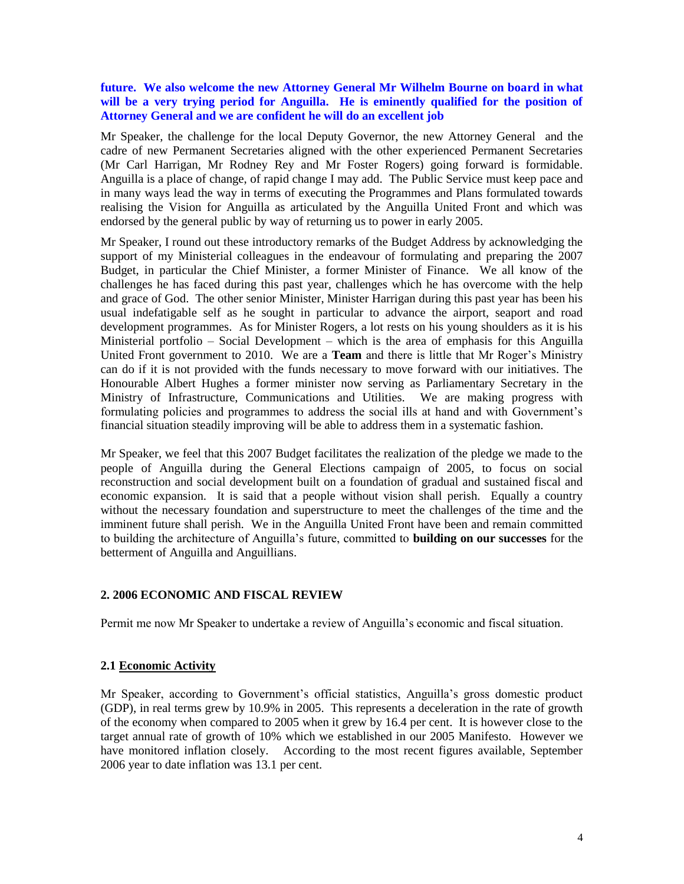**future. We also welcome the new Attorney General Mr Wilhelm Bourne on board in what will be a very trying period for Anguilla. He is eminently qualified for the position of Attorney General and we are confident he will do an excellent job**

Mr Speaker, the challenge for the local Deputy Governor, the new Attorney General and the cadre of new Permanent Secretaries aligned with the other experienced Permanent Secretaries (Mr Carl Harrigan, Mr Rodney Rey and Mr Foster Rogers) going forward is formidable. Anguilla is a place of change, of rapid change I may add. The Public Service must keep pace and in many ways lead the way in terms of executing the Programmes and Plans formulated towards realising the Vision for Anguilla as articulated by the Anguilla United Front and which was endorsed by the general public by way of returning us to power in early 2005.

Mr Speaker, I round out these introductory remarks of the Budget Address by acknowledging the support of my Ministerial colleagues in the endeavour of formulating and preparing the 2007 Budget, in particular the Chief Minister, a former Minister of Finance. We all know of the challenges he has faced during this past year, challenges which he has overcome with the help and grace of God. The other senior Minister, Minister Harrigan during this past year has been his usual indefatigable self as he sought in particular to advance the airport, seaport and road development programmes. As for Minister Rogers, a lot rests on his young shoulders as it is his Ministerial portfolio – Social Development – which is the area of emphasis for this Anguilla United Front government to 2010. We are a **Team** and there is little that Mr Roger's Ministry can do if it is not provided with the funds necessary to move forward with our initiatives. The Honourable Albert Hughes a former minister now serving as Parliamentary Secretary in the Ministry of Infrastructure, Communications and Utilities. We are making progress with formulating policies and programmes to address the social ills at hand and with Government's financial situation steadily improving will be able to address them in a systematic fashion.

Mr Speaker, we feel that this 2007 Budget facilitates the realization of the pledge we made to the people of Anguilla during the General Elections campaign of 2005, to focus on social reconstruction and social development built on a foundation of gradual and sustained fiscal and economic expansion. It is said that a people without vision shall perish. Equally a country without the necessary foundation and superstructure to meet the challenges of the time and the imminent future shall perish. We in the Anguilla United Front have been and remain committed to building the architecture of Anguilla's future, committed to **building on our successes** for the betterment of Anguilla and Anguillians.

## 2. 2006 ECONOMIC AND FISCAL REVIEW

Permit me now Mr Speaker to undertake a review of Anguilla's economic and fiscal situation.

### 2.1 Economic Activity

Mr Speaker, according to Government's official statistics, Anguilla's gross domestic product (GDP), in real terms grew by 10.9% in 2005. This represents a deceleration in the rate of growth of the economy when compared to 2005 when it grew by 16.4 per cent. It is however close to the target annual rate of growth of 10% which we established in our 2005 Manifesto. However we have monitored inflation closely. According to the most recent figures available, September 2006 year to date inflation was 13.1 per cent.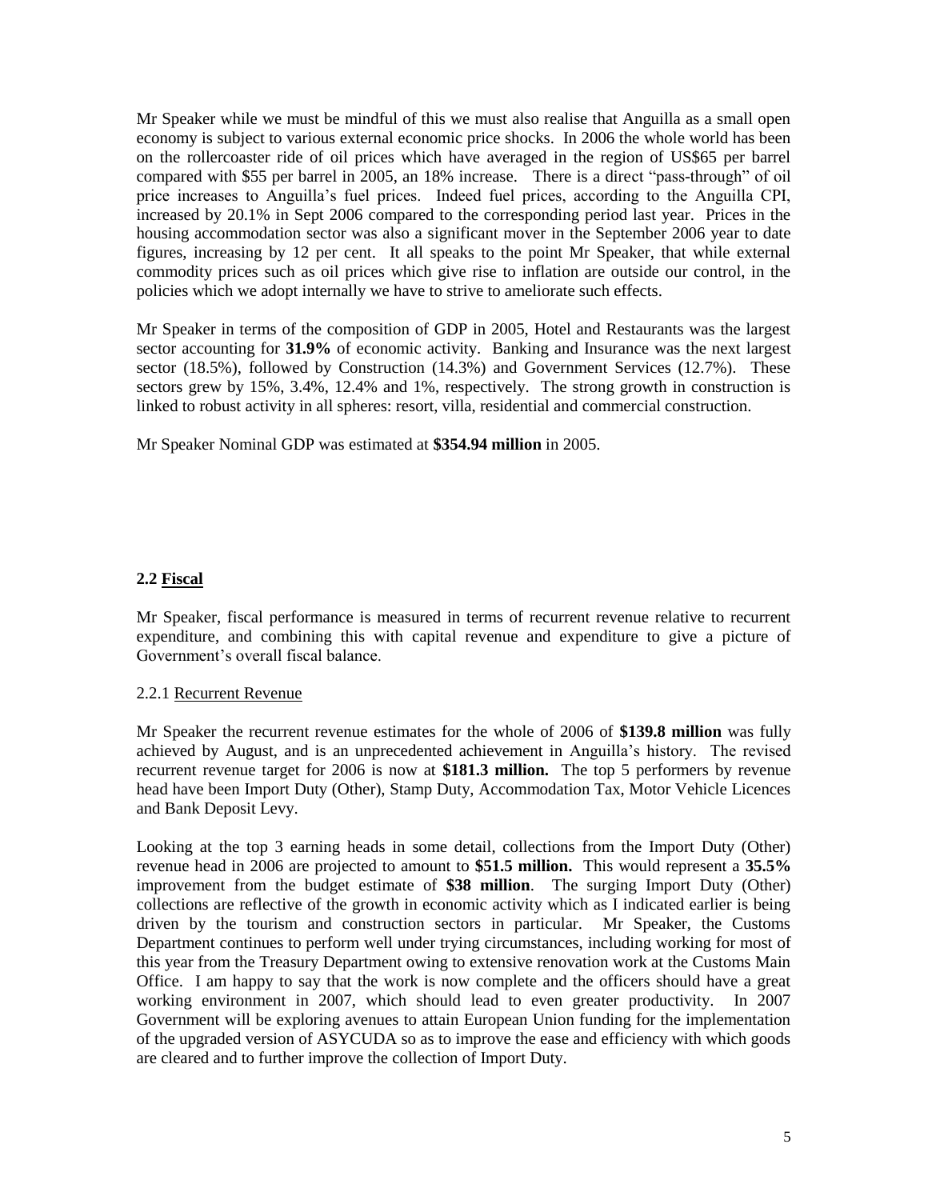Mr Speaker while we must be mindful of this we must also realise that Anguilla as a small open economy is subject to various external economic price shocks. In 2006 the whole world has been on the rollercoaster ride of oil prices which have averaged in the region of US$65 per barrel compared with $55 per barrel in 2005, an 18% increase. There is a direct "pass-through" of oil price increases to Anguilla's fuel prices. Indeed fuel prices, according to the Anguilla CPI, increased by 20.1% in Sept 2006 compared to the corresponding period last year. Prices in the housing accommodation sector was also a significant mover in the September 2006 year to date figures, increasing by 12 per cent. It all speaks to the point Mr Speaker, that while external commodity prices such as oil prices which give rise to inflation are outside our control, in the policies which we adopt internally we have to strive to ameliorate such effects.

Mr Speaker in terms of the composition of GDP in 2005, Hotel and Restaurants was the largest sector accounting for **31.9%** of economic activity. Banking and Insurance was the next largest sector (18.5%), followed by Construction (14.3%) and Government Services (12.7%). These sectors grew by 15%, 3.4%, 12.4% and 1%, respectively. The strong growth in construction is linked to robust activity in all spheres: resort, villa, residential and commercial construction.

Mr Speaker Nominal GDP was estimated at **$354.94 million** in 2005.

### 2.2 Fiscal

Mr Speaker, fiscal performance is measured in terms of recurrent revenue relative to recurrent expenditure, and combining this with capital revenue and expenditure to give a picture of Government's overall fiscal balance.

#### 2.2.1 Recurrent Revenue

Mr Speaker the recurrent revenue estimates for the whole of 2006 of **$139.8 million** was fully achieved by August, and is an unprecedented achievement in Anguilla's history. The revised recurrent revenue target for 2006 is now at **$181.3 million.** The top 5 performers by revenue head have been Import Duty (Other), Stamp Duty, Accommodation Tax, Motor Vehicle Licences and Bank Deposit Levy.

Looking at the top 3 earning heads in some detail, collections from the Import Duty (Other) revenue head in 2006 are projected to amount to **$51.5 million.** This would represent a **35.5%** improvement from the budget estimate of **$38 million**. The surging Import Duty (Other) collections are reflective of the growth in economic activity which as I indicated earlier is being driven by the tourism and construction sectors in particular. Mr Speaker, the Customs Department continues to perform well under trying circumstances, including working for most of this year from the Treasury Department owing to extensive renovation work at the Customs Main Office. I am happy to say that the work is now complete and the officers should have a great working environment in 2007, which should lead to even greater productivity. In 2007 Government will be exploring avenues to attain European Union funding for the implementation of the upgraded version of ASYCUDA so as to improve the ease and efficiency with which goods are cleared and to further improve the collection of Import Duty.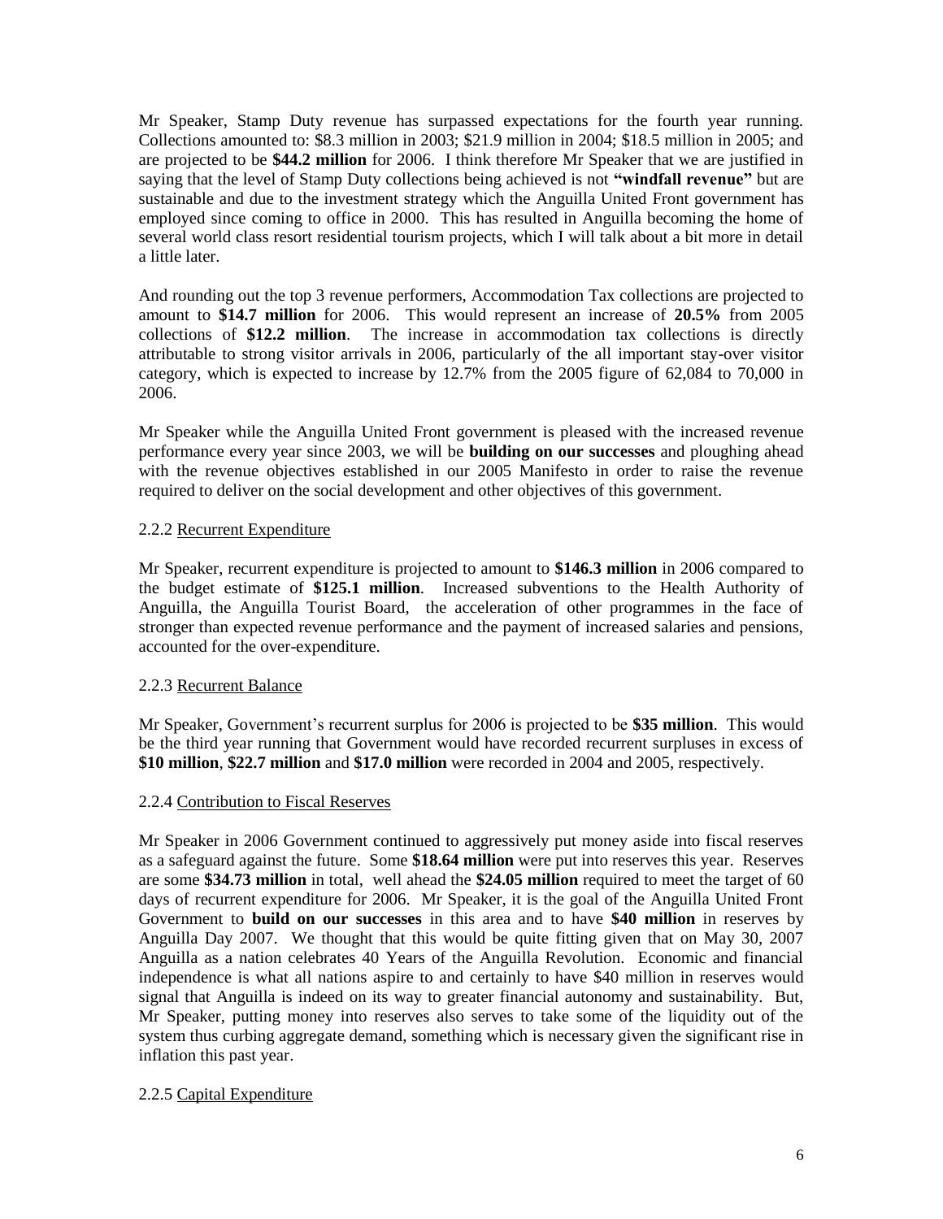Mr Speaker, Stamp Duty revenue has surpassed expectations for the fourth year running. Collections amounted to: $8.3 million in 2003; $21.9 million in 2004; $18.5 million in 2005; and are projected to be **$44.2 million** for 2006. I think therefore Mr Speaker that we are justified in saying that the level of Stamp Duty collections being achieved is not **"windfall revenue"** but are sustainable and due to the investment strategy which the Anguilla United Front government has employed since coming to office in 2000. This has resulted in Anguilla becoming the home of several world class resort residential tourism projects, which I will talk about a bit more in detail a little later.

And rounding out the top 3 revenue performers, Accommodation Tax collections are projected to amount to **$14.7 million** for 2006. This would represent an increase of **20.5%** from 2005 collections of **$12.2 million**. The increase in accommodation tax collections is directly attributable to strong visitor arrivals in 2006, particularly of the all important stay-over visitor category, which is expected to increase by 12.7% from the 2005 figure of 62,084 to 70,000 in 2006.

Mr Speaker while the Anguilla United Front government is pleased with the increased revenue performance every year since 2003, we will be **building on our successes** and ploughing ahead with the revenue objectives established in our 2005 Manifesto in order to raise the revenue required to deliver on the social development and other objectives of this government.

#### 2.2.2 Recurrent Expenditure

Mr Speaker, recurrent expenditure is projected to amount to **$146.3 million** in 2006 compared to the budget estimate of **$125.1 million**. Increased subventions to the Health Authority of Anguilla, the Anguilla Tourist Board, the acceleration of other programmes in the face of stronger than expected revenue performance and the payment of increased salaries and pensions, accounted for the over-expenditure.

#### 2.2.3 Recurrent Balance

Mr Speaker, Government's recurrent surplus for 2006 is projected to be **$35 million**. This would be the third year running that Government would have recorded recurrent surpluses in excess of **$10 million**, **$22.7 million** and **$17.0 million** were recorded in 2004 and 2005, respectively.

#### 2.2.4 Contribution to Fiscal Reserves

Mr Speaker in 2006 Government continued to aggressively put money aside into fiscal reserves as a safeguard against the future. Some **$18.64 million** were put into reserves this year. Reserves are some **$34.73 million** in total, well ahead the **$24.05 million** required to meet the target of 60 days of recurrent expenditure for 2006. Mr Speaker, it is the goal of the Anguilla United Front Government to **build on our successes** in this area and to have **$40 million** in reserves by Anguilla Day 2007. We thought that this would be quite fitting given that on May 30, 2007 Anguilla as a nation celebrates 40 Years of the Anguilla Revolution. Economic and financial independence is what all nations aspire to and certainly to have $40 million in reserves would signal that Anguilla is indeed on its way to greater financial autonomy and sustainability. But, Mr Speaker, putting money into reserves also serves to take some of the liquidity out of the system thus curbing aggregate demand, something which is necessary given the significant rise in inflation this past year.

#### 2.2.5 Capital Expenditure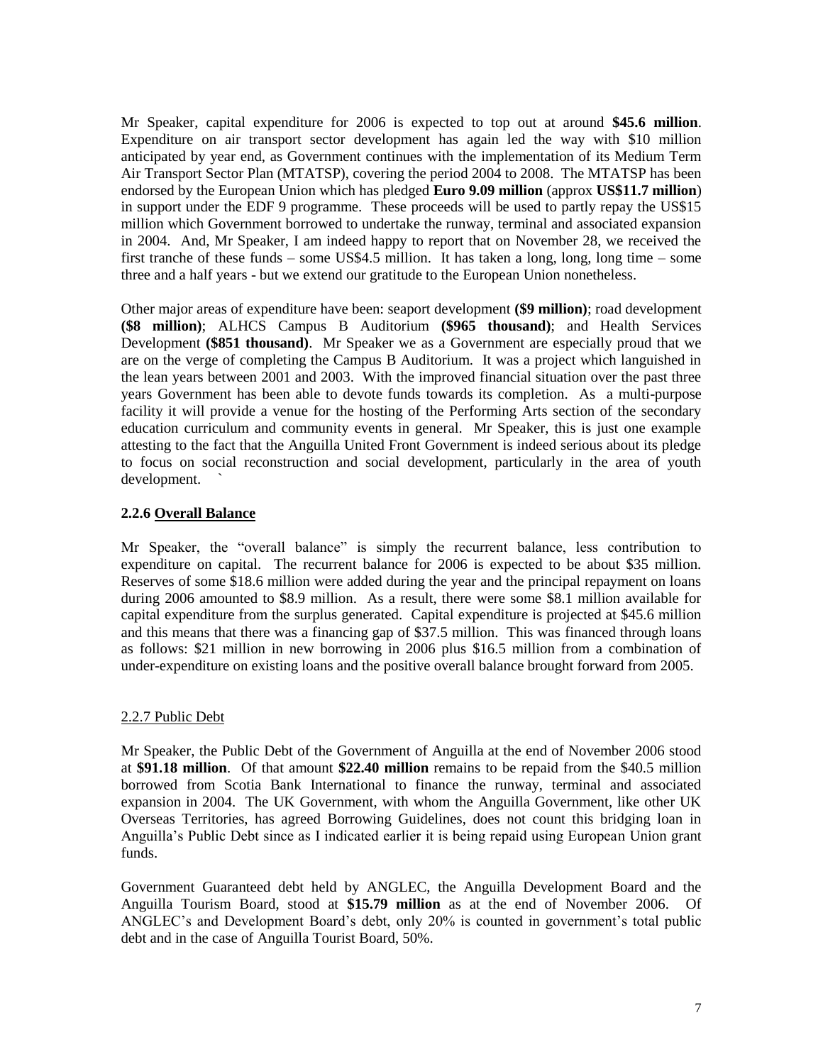Mr Speaker, capital expenditure for 2006 is expected to top out at around **$45.6 million**. Expenditure on air transport sector development has again led the way with $10 million anticipated by year end, as Government continues with the implementation of its Medium Term Air Transport Sector Plan (MTATSP), covering the period 2004 to 2008. The MTATSP has been endorsed by the European Union which has pledged **Euro 9.09 million** (approx **US$11.7 million**) in support under the EDF 9 programme. These proceeds will be used to partly repay the US$15 million which Government borrowed to undertake the runway, terminal and associated expansion in 2004. And, Mr Speaker, I am indeed happy to report that on November 28, we received the first tranche of these funds – some US$4.5 million. It has taken a long, long, long time – some three and a half years - but we extend our gratitude to the European Union nonetheless.

Other major areas of expenditure have been: seaport development **($9 million)**; road development **($8 million)**; ALHCS Campus B Auditorium **($965 thousand)**; and Health Services Development **($851 thousand)**. Mr Speaker we as a Government are especially proud that we are on the verge of completing the Campus B Auditorium. It was a project which languished in the lean years between 2001 and 2003. With the improved financial situation over the past three years Government has been able to devote funds towards its completion. As a multi-purpose facility it will provide a venue for the hosting of the Performing Arts section of the secondary education curriculum and community events in general. Mr Speaker, this is just one example attesting to the fact that the Anguilla United Front Government is indeed serious about its pledge to focus on social reconstruction and social development, particularly in the area of youth development. `

### 2.2.6 Overall Balance

Mr Speaker, the "overall balance" is simply the recurrent balance, less contribution to expenditure on capital. The recurrent balance for 2006 is expected to be about $35 million. Reserves of some $18.6 million were added during the year and the principal repayment on loans during 2006 amounted to $8.9 million. As a result, there were some $8.1 million available for capital expenditure from the surplus generated. Capital expenditure is projected at $45.6 million and this means that there was a financing gap of $37.5 million. This was financed through loans as follows: $21 million in new borrowing in 2006 plus $16.5 million from a combination of under-expenditure on existing loans and the positive overall balance brought forward from 2005.

### 2.2.7 Public Debt

Mr Speaker, the Public Debt of the Government of Anguilla at the end of November 2006 stood at **$91.18 million**. Of that amount **$22.40 million** remains to be repaid from the $40.5 million borrowed from Scotia Bank International to finance the runway, terminal and associated expansion in 2004. The UK Government, with whom the Anguilla Government, like other UK Overseas Territories, has agreed Borrowing Guidelines, does not count this bridging loan in Anguilla's Public Debt since as I indicated earlier it is being repaid using European Union grant funds.

Government Guaranteed debt held by ANGLEC, the Anguilla Development Board and the Anguilla Tourism Board, stood at **$15.79 million** as at the end of November 2006. Of ANGLEC's and Development Board's debt, only 20% is counted in government's total public debt and in the case of Anguilla Tourist Board, 50%.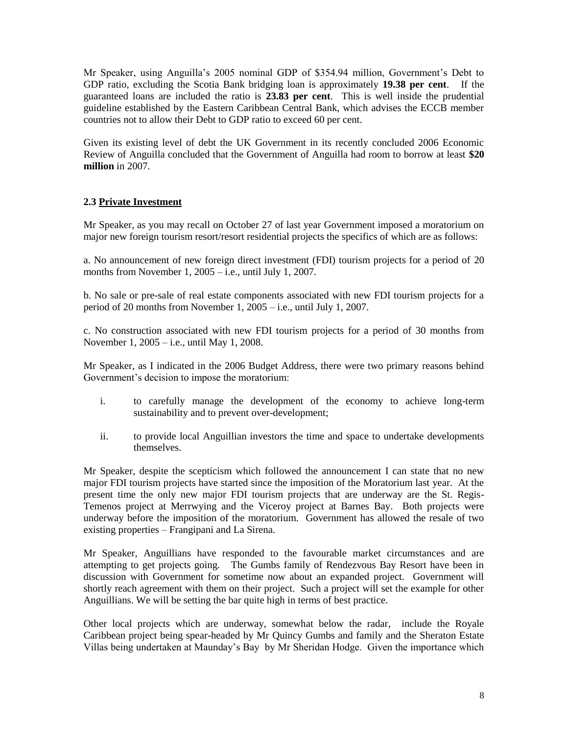Mr Speaker, using Anguilla's 2005 nominal GDP of $354.94 million, Government's Debt to GDP ratio, excluding the Scotia Bank bridging loan is approximately **19.38 per cent**. If the guaranteed loans are included the ratio is **23.83 per cent**. This is well inside the prudential guideline established by the Eastern Caribbean Central Bank, which advises the ECCB member countries not to allow their Debt to GDP ratio to exceed 60 per cent.

Given its existing level of debt the UK Government in its recently concluded 2006 Economic Review of Anguilla concluded that the Government of Anguilla had room to borrow at least **$20 million** in 2007.

### 2.3 Private Investment

Mr Speaker, as you may recall on October 27 of last year Government imposed a moratorium on major new foreign tourism resort/resort residential projects the specifics of which are as follows:

a. No announcement of new foreign direct investment (FDI) tourism projects for a period of 20 months from November 1, 2005 – i.e., until July 1, 2007.

b. No sale or pre-sale of real estate components associated with new FDI tourism projects for a period of 20 months from November 1, 2005 – i.e., until July 1, 2007.

c. No construction associated with new FDI tourism projects for a period of 30 months from November 1, 2005 – i.e., until May 1, 2008.

Mr Speaker, as I indicated in the 2006 Budget Address, there were two primary reasons behind Government's decision to impose the moratorium:

i. to carefully manage the development of the economy to achieve long-term sustainability and to prevent over-development;

ii. to provide local Anguillian investors the time and space to undertake developments themselves.

Mr Speaker, despite the scepticism which followed the announcement I can state that no new major FDI tourism projects have started since the imposition of the Moratorium last year. At the present time the only new major FDI tourism projects that are underway are the St. Regis-Temenos project at Merrwying and the Viceroy project at Barnes Bay. Both projects were underway before the imposition of the moratorium. Government has allowed the resale of two existing properties – Frangipani and La Sirena.

Mr Speaker, Anguillians have responded to the favourable market circumstances and are attempting to get projects going. The Gumbs family of Rendezvous Bay Resort have been in discussion with Government for sometime now about an expanded project. Government will shortly reach agreement with them on their project. Such a project will set the example for other Anguillians. We will be setting the bar quite high in terms of best practice.

Other local projects which are underway, somewhat below the radar, include the Royale Caribbean project being spear-headed by Mr Quincy Gumbs and family and the Sheraton Estate Villas being undertaken at Maunday's Bay by Mr Sheridan Hodge. Given the importance which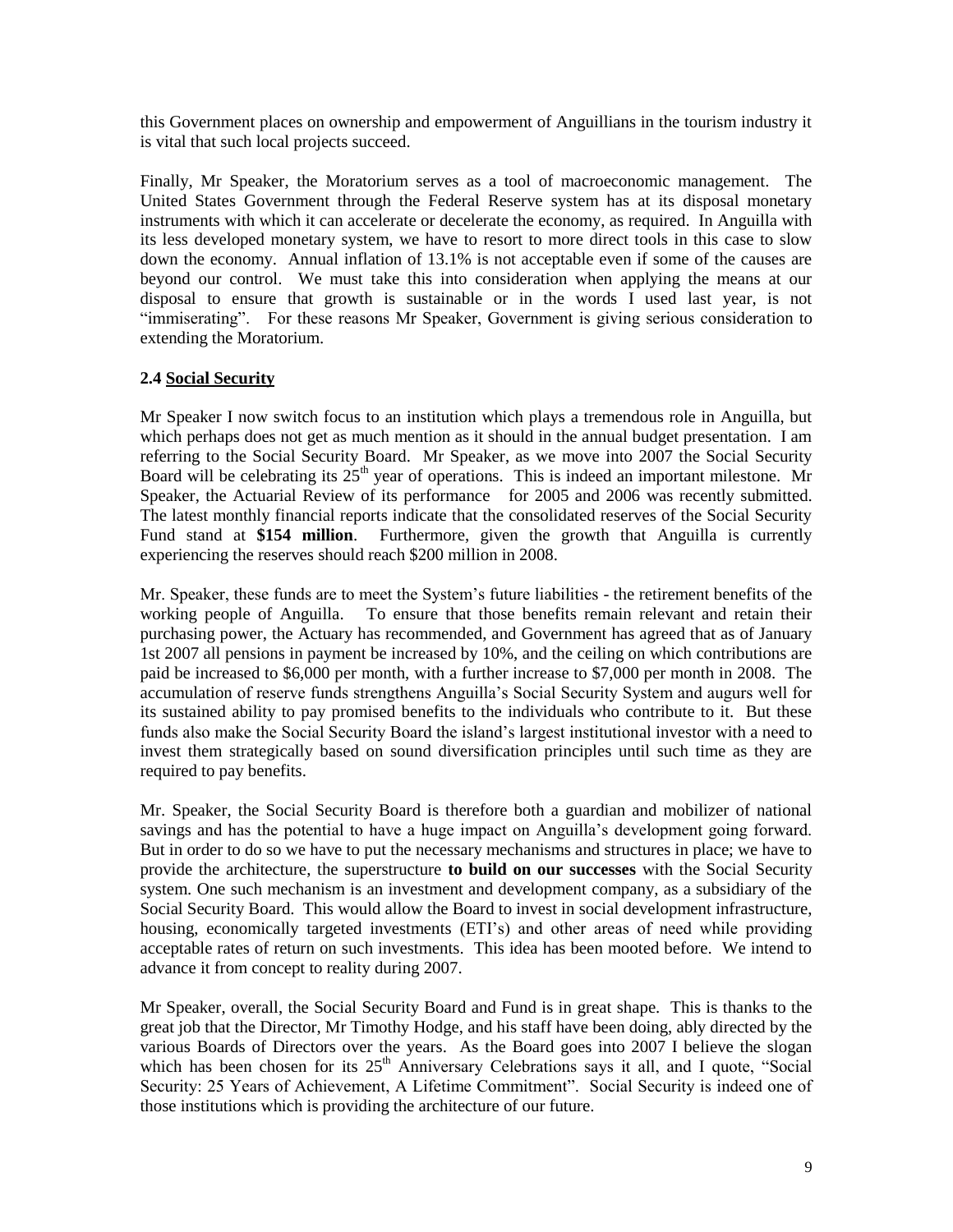this Government places on ownership and empowerment of Anguillians in the tourism industry it is vital that such local projects succeed.

Finally, Mr Speaker, the Moratorium serves as a tool of macroeconomic management. The United States Government through the Federal Reserve system has at its disposal monetary instruments with which it can accelerate or decelerate the economy, as required. In Anguilla with its less developed monetary system, we have to resort to more direct tools in this case to slow down the economy. Annual inflation of 13.1% is not acceptable even if some of the causes are beyond our control. We must take this into consideration when applying the means at our disposal to ensure that growth is sustainable or in the words I used last year, is not "immiserating". For these reasons Mr Speaker, Government is giving serious consideration to extending the Moratorium.

### 2.4 Social Security

Mr Speaker I now switch focus to an institution which plays a tremendous role in Anguilla, but which perhaps does not get as much mention as it should in the annual budget presentation. I am referring to the Social Security Board. Mr Speaker, as we move into 2007 the Social Security Board will be celebrating its 25th year of operations. This is indeed an important milestone. Mr Speaker, the Actuarial Review of its performance for 2005 and 2006 was recently submitted. The latest monthly financial reports indicate that the consolidated reserves of the Social Security Fund stand at **$154 million**. Furthermore, given the growth that Anguilla is currently experiencing the reserves should reach $200 million in 2008.

Mr. Speaker, these funds are to meet the System's future liabilities - the retirement benefits of the working people of Anguilla. To ensure that those benefits remain relevant and retain their purchasing power, the Actuary has recommended, and Government has agreed that as of January 1st 2007 all pensions in payment be increased by 10%, and the ceiling on which contributions are paid be increased to $6,000 per month, with a further increase to $7,000 per month in 2008. The accumulation of reserve funds strengthens Anguilla's Social Security System and augurs well for its sustained ability to pay promised benefits to the individuals who contribute to it. But these funds also make the Social Security Board the island's largest institutional investor with a need to invest them strategically based on sound diversification principles until such time as they are required to pay benefits.

Mr. Speaker, the Social Security Board is therefore both a guardian and mobilizer of national savings and has the potential to have a huge impact on Anguilla's development going forward. But in order to do so we have to put the necessary mechanisms and structures in place; we have to provide the architecture, the superstructure **to build on our successes** with the Social Security system. One such mechanism is an investment and development company, as a subsidiary of the Social Security Board. This would allow the Board to invest in social development infrastructure, housing, economically targeted investments (ETI's) and other areas of need while providing acceptable rates of return on such investments. This idea has been mooted before. We intend to advance it from concept to reality during 2007.

Mr Speaker, overall, the Social Security Board and Fund is in great shape. This is thanks to the great job that the Director, Mr Timothy Hodge, and his staff have been doing, ably directed by the various Boards of Directors over the years. As the Board goes into 2007 I believe the slogan which has been chosen for its 25th Anniversary Celebrations says it all, and I quote, "Social Security: 25 Years of Achievement, A Lifetime Commitment". Social Security is indeed one of those institutions which is providing the architecture of our future.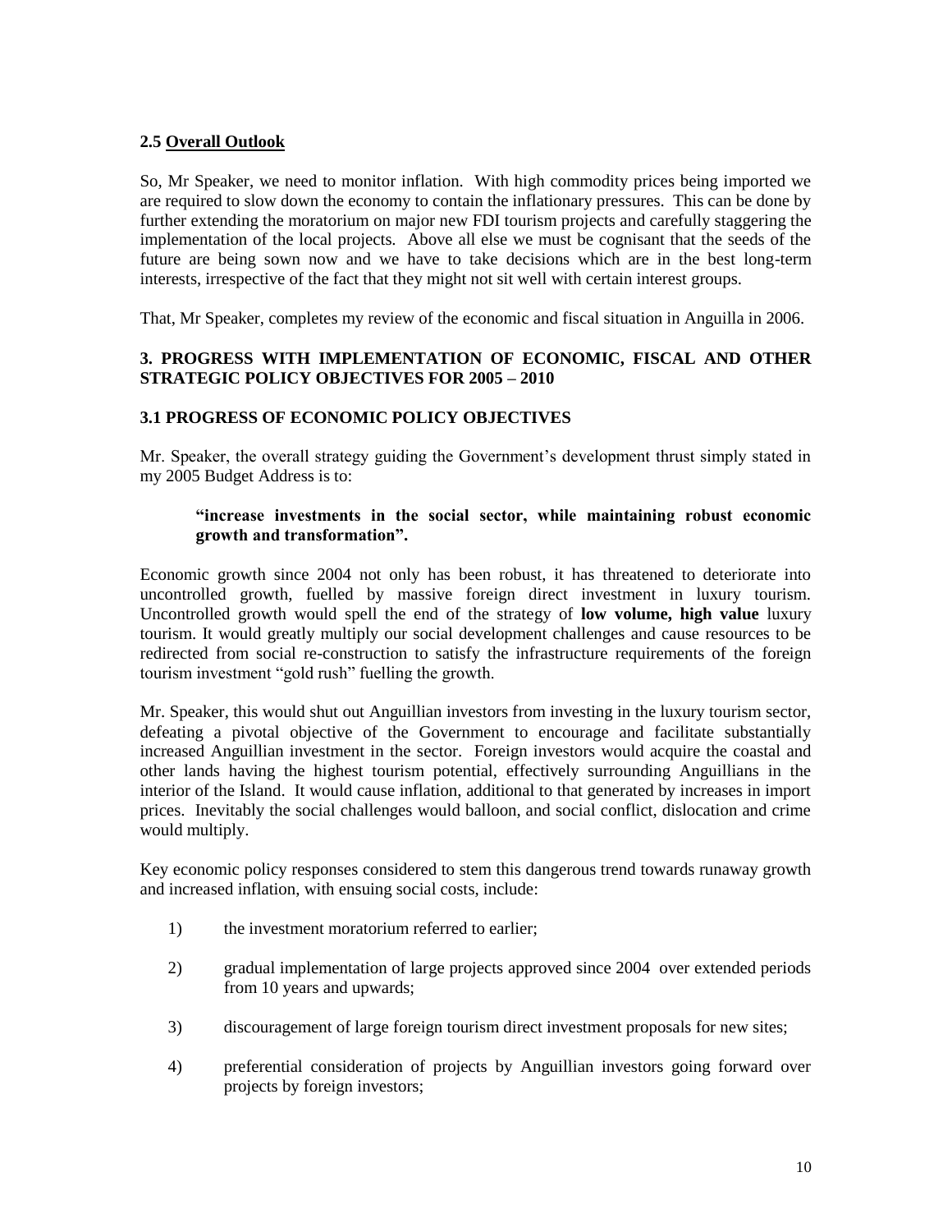### 2.5 Overall Outlook

So, Mr Speaker, we need to monitor inflation. With high commodity prices being imported we are required to slow down the economy to contain the inflationary pressures. This can be done by further extending the moratorium on major new FDI tourism projects and carefully staggering the implementation of the local projects. Above all else we must be cognisant that the seeds of the future are being sown now and we have to take decisions which are in the best long-term interests, irrespective of the fact that they might not sit well with certain interest groups.

That, Mr Speaker, completes my review of the economic and fiscal situation in Anguilla in 2006.

## 3. PROGRESS WITH IMPLEMENTATION OF ECONOMIC, FISCAL AND OTHER STRATEGIC POLICY OBJECTIVES FOR 2005 – 2010

### 3.1 PROGRESS OF ECONOMIC POLICY OBJECTIVES

Mr. Speaker, the overall strategy guiding the Government's development thrust simply stated in my 2005 Budget Address is to:

> **"increase investments in the social sector, while maintaining robust economic growth and transformation".**

Economic growth since 2004 not only has been robust, it has threatened to deteriorate into uncontrolled growth, fuelled by massive foreign direct investment in luxury tourism. Uncontrolled growth would spell the end of the strategy of **low volume, high value** luxury tourism. It would greatly multiply our social development challenges and cause resources to be redirected from social re-construction to satisfy the infrastructure requirements of the foreign tourism investment "gold rush" fuelling the growth.

Mr. Speaker, this would shut out Anguillian investors from investing in the luxury tourism sector, defeating a pivotal objective of the Government to encourage and facilitate substantially increased Anguillian investment in the sector. Foreign investors would acquire the coastal and other lands having the highest tourism potential, effectively surrounding Anguillians in the interior of the Island. It would cause inflation, additional to that generated by increases in import prices. Inevitably the social challenges would balloon, and social conflict, dislocation and crime would multiply.

Key economic policy responses considered to stem this dangerous trend towards runaway growth and increased inflation, with ensuing social costs, include:

1) the investment moratorium referred to earlier;

2) gradual implementation of large projects approved since 2004 over extended periods from 10 years and upwards;

3) discouragement of large foreign tourism direct investment proposals for new sites;

4) preferential consideration of projects by Anguillian investors going forward over projects by foreign investors;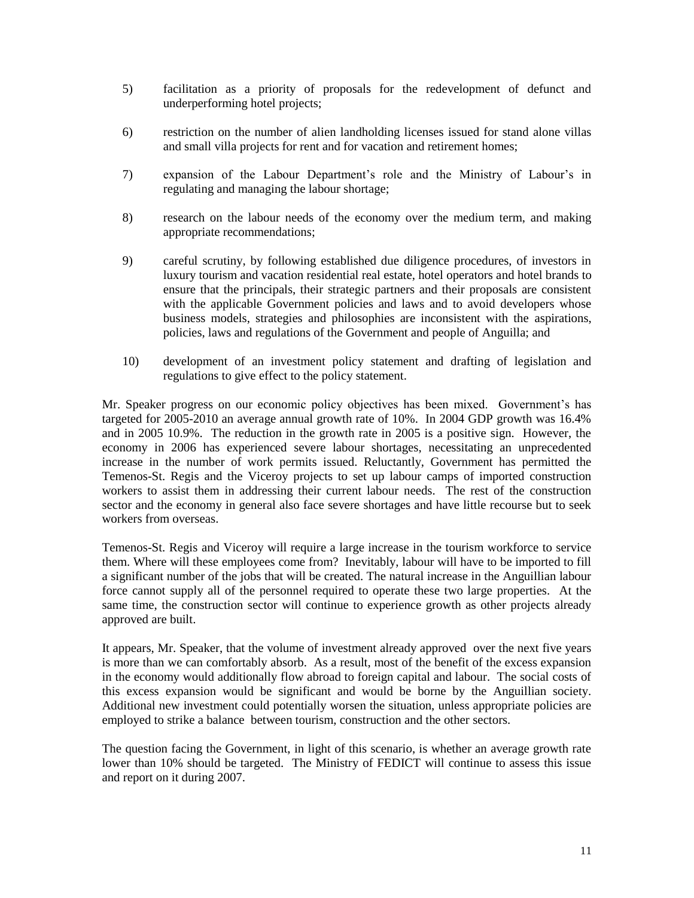5) facilitation as a priority of proposals for the redevelopment of defunct and underperforming hotel projects;

6) restriction on the number of alien landholding licenses issued for stand alone villas and small villa projects for rent and for vacation and retirement homes;

7) expansion of the Labour Department's role and the Ministry of Labour's in regulating and managing the labour shortage;

8) research on the labour needs of the economy over the medium term, and making appropriate recommendations;

9) careful scrutiny, by following established due diligence procedures, of investors in luxury tourism and vacation residential real estate, hotel operators and hotel brands to ensure that the principals, their strategic partners and their proposals are consistent with the applicable Government policies and laws and to avoid developers whose business models, strategies and philosophies are inconsistent with the aspirations, policies, laws and regulations of the Government and people of Anguilla; and

10) development of an investment policy statement and drafting of legislation and regulations to give effect to the policy statement.

Mr. Speaker progress on our economic policy objectives has been mixed. Government's has targeted for 2005-2010 an average annual growth rate of 10%. In 2004 GDP growth was 16.4% and in 2005 10.9%. The reduction in the growth rate in 2005 is a positive sign. However, the economy in 2006 has experienced severe labour shortages, necessitating an unprecedented increase in the number of work permits issued. Reluctantly, Government has permitted the Temenos-St. Regis and the Viceroy projects to set up labour camps of imported construction workers to assist them in addressing their current labour needs. The rest of the construction sector and the economy in general also face severe shortages and have little recourse but to seek workers from overseas.

Temenos-St. Regis and Viceroy will require a large increase in the tourism workforce to service them. Where will these employees come from? Inevitably, labour will have to be imported to fill a significant number of the jobs that will be created. The natural increase in the Anguillian labour force cannot supply all of the personnel required to operate these two large properties. At the same time, the construction sector will continue to experience growth as other projects already approved are built.

It appears, Mr. Speaker, that the volume of investment already approved over the next five years is more than we can comfortably absorb. As a result, most of the benefit of the excess expansion in the economy would additionally flow abroad to foreign capital and labour. The social costs of this excess expansion would be significant and would be borne by the Anguillian society. Additional new investment could potentially worsen the situation, unless appropriate policies are employed to strike a balance between tourism, construction and the other sectors.

The question facing the Government, in light of this scenario, is whether an average growth rate lower than 10% should be targeted. The Ministry of FEDICT will continue to assess this issue and report on it during 2007.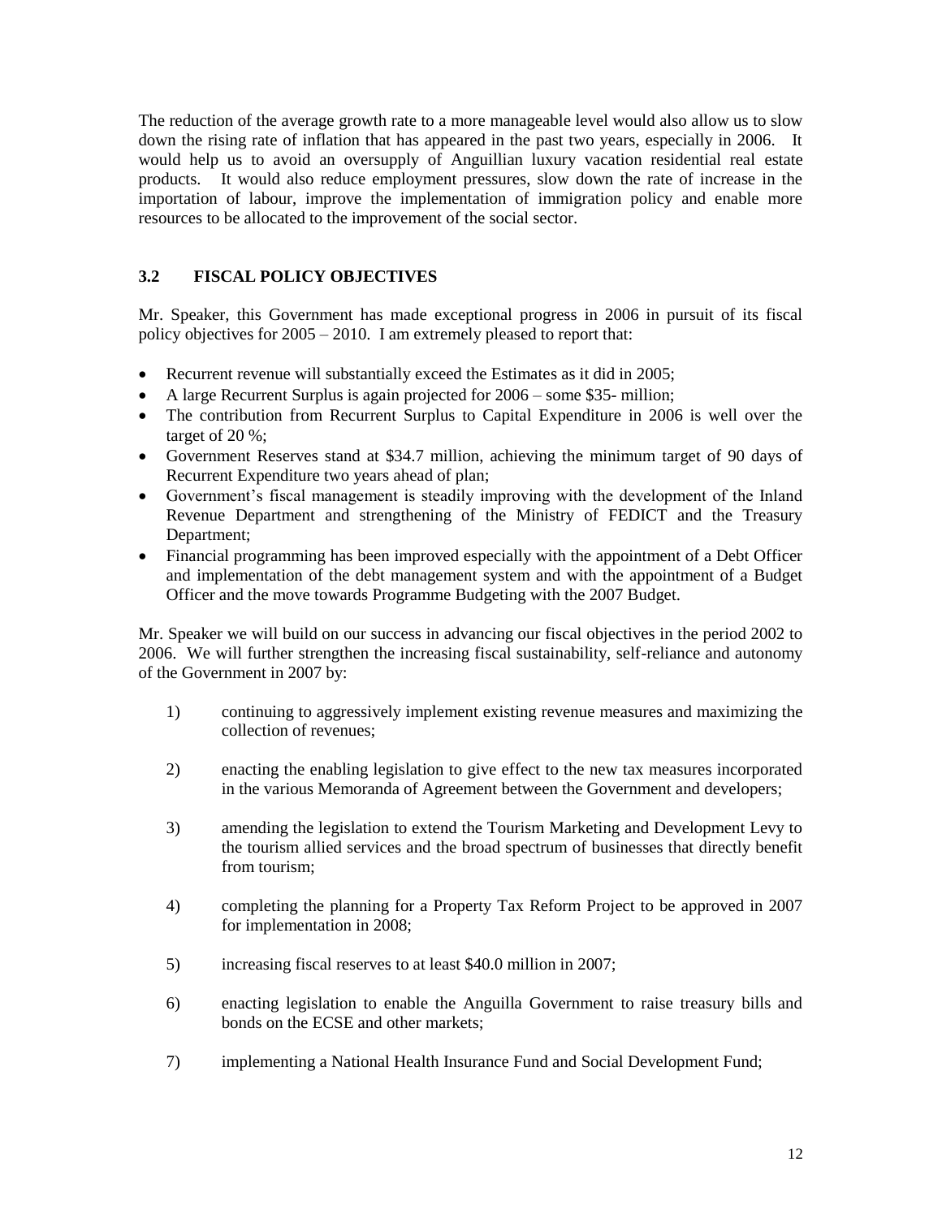The reduction of the average growth rate to a more manageable level would also allow us to slow down the rising rate of inflation that has appeared in the past two years, especially in 2006. It would help us to avoid an oversupply of Anguillian luxury vacation residential real estate products. It would also reduce employment pressures, slow down the rate of increase in the importation of labour, improve the implementation of immigration policy and enable more resources to be allocated to the improvement of the social sector.

### 3.2 FISCAL POLICY OBJECTIVES

Mr. Speaker, this Government has made exceptional progress in 2006 in pursuit of its fiscal policy objectives for 2005 – 2010. I am extremely pleased to report that:

- Recurrent revenue will substantially exceed the Estimates as it did in 2005;
- A large Recurrent Surplus is again projected for 2006 – some $35- million;
- The contribution from Recurrent Surplus to Capital Expenditure in 2006 is well over the target of 20 %;
- Government Reserves stand at $34.7 million, achieving the minimum target of 90 days of Recurrent Expenditure two years ahead of plan;
- Government's fiscal management is steadily improving with the development of the Inland Revenue Department and strengthening of the Ministry of FEDICT and the Treasury Department;
- Financial programming has been improved especially with the appointment of a Debt Officer and implementation of the debt management system and with the appointment of a Budget Officer and the move towards Programme Budgeting with the 2007 Budget.

Mr. Speaker we will build on our success in advancing our fiscal objectives in the period 2002 to 2006. We will further strengthen the increasing fiscal sustainability, self-reliance and autonomy of the Government in 2007 by:

1) continuing to aggressively implement existing revenue measures and maximizing the collection of revenues;

2) enacting the enabling legislation to give effect to the new tax measures incorporated in the various Memoranda of Agreement between the Government and developers;

3) amending the legislation to extend the Tourism Marketing and Development Levy to the tourism allied services and the broad spectrum of businesses that directly benefit from tourism;

4) completing the planning for a Property Tax Reform Project to be approved in 2007 for implementation in 2008;

5) increasing fiscal reserves to at least $40.0 million in 2007;

6) enacting legislation to enable the Anguilla Government to raise treasury bills and bonds on the ECSE and other markets;

7) implementing a National Health Insurance Fund and Social Development Fund;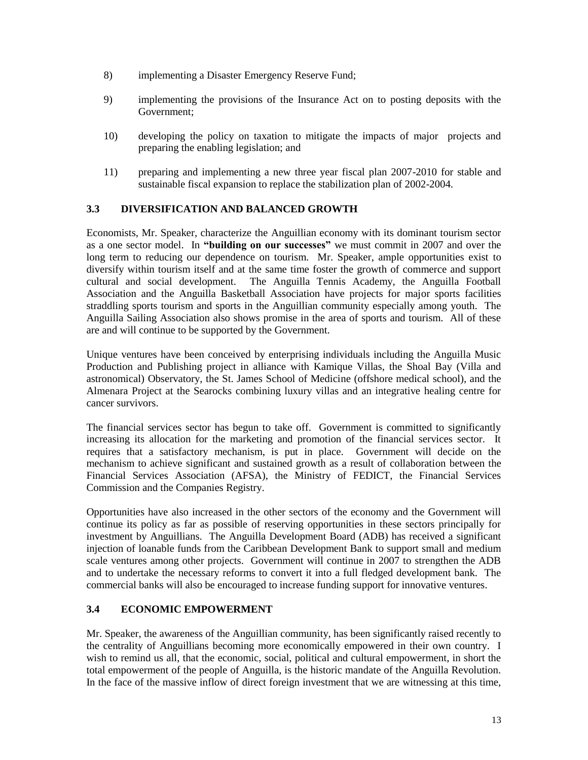8) implementing a Disaster Emergency Reserve Fund;

9) implementing the provisions of the Insurance Act on to posting deposits with the Government;

10) developing the policy on taxation to mitigate the impacts of major projects and preparing the enabling legislation; and

11) preparing and implementing a new three year fiscal plan 2007-2010 for stable and sustainable fiscal expansion to replace the stabilization plan of 2002-2004.

### 3.3 DIVERSIFICATION AND BALANCED GROWTH

Economists, Mr. Speaker, characterize the Anguillian economy with its dominant tourism sector as a one sector model. In **"building on our successes"** we must commit in 2007 and over the long term to reducing our dependence on tourism. Mr. Speaker, ample opportunities exist to diversify within tourism itself and at the same time foster the growth of commerce and support cultural and social development. The Anguilla Tennis Academy, the Anguilla Football Association and the Anguilla Basketball Association have projects for major sports facilities straddling sports tourism and sports in the Anguillian community especially among youth. The Anguilla Sailing Association also shows promise in the area of sports and tourism. All of these are and will continue to be supported by the Government.

Unique ventures have been conceived by enterprising individuals including the Anguilla Music Production and Publishing project in alliance with Kamique Villas, the Shoal Bay (Villa and astronomical) Observatory, the St. James School of Medicine (offshore medical school), and the Almenara Project at the Searocks combining luxury villas and an integrative healing centre for cancer survivors.

The financial services sector has begun to take off. Government is committed to significantly increasing its allocation for the marketing and promotion of the financial services sector. It requires that a satisfactory mechanism, is put in place. Government will decide on the mechanism to achieve significant and sustained growth as a result of collaboration between the Financial Services Association (AFSA), the Ministry of FEDICT, the Financial Services Commission and the Companies Registry.

Opportunities have also increased in the other sectors of the economy and the Government will continue its policy as far as possible of reserving opportunities in these sectors principally for investment by Anguillians. The Anguilla Development Board (ADB) has received a significant injection of loanable funds from the Caribbean Development Bank to support small and medium scale ventures among other projects. Government will continue in 2007 to strengthen the ADB and to undertake the necessary reforms to convert it into a full fledged development bank. The commercial banks will also be encouraged to increase funding support for innovative ventures.

### 3.4 ECONOMIC EMPOWERMENT

Mr. Speaker, the awareness of the Anguillian community, has been significantly raised recently to the centrality of Anguillians becoming more economically empowered in their own country. I wish to remind us all, that the economic, social, political and cultural empowerment, in short the total empowerment of the people of Anguilla, is the historic mandate of the Anguilla Revolution. In the face of the massive inflow of direct foreign investment that we are witnessing at this time,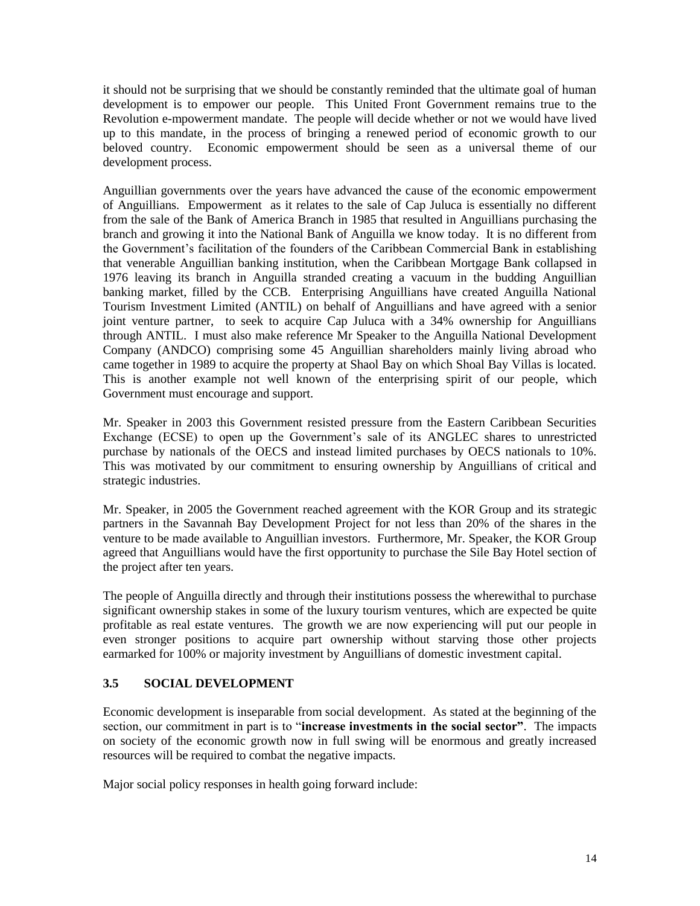it should not be surprising that we should be constantly reminded that the ultimate goal of human development is to empower our people. This United Front Government remains true to the Revolution e-mpowerment mandate. The people will decide whether or not we would have lived up to this mandate, in the process of bringing a renewed period of economic growth to our beloved country. Economic empowerment should be seen as a universal theme of our development process.

Anguillian governments over the years have advanced the cause of the economic empowerment of Anguillians. Empowerment as it relates to the sale of Cap Juluca is essentially no different from the sale of the Bank of America Branch in 1985 that resulted in Anguillians purchasing the branch and growing it into the National Bank of Anguilla we know today. It is no different from the Government's facilitation of the founders of the Caribbean Commercial Bank in establishing that venerable Anguillian banking institution, when the Caribbean Mortgage Bank collapsed in 1976 leaving its branch in Anguilla stranded creating a vacuum in the budding Anguillian banking market, filled by the CCB. Enterprising Anguillians have created Anguilla National Tourism Investment Limited (ANTIL) on behalf of Anguillians and have agreed with a senior joint venture partner, to seek to acquire Cap Juluca with a 34% ownership for Anguillians through ANTIL. I must also make reference Mr Speaker to the Anguilla National Development Company (ANDCO) comprising some 45 Anguillian shareholders mainly living abroad who came together in 1989 to acquire the property at Shaol Bay on which Shoal Bay Villas is located. This is another example not well known of the enterprising spirit of our people, which Government must encourage and support.

Mr. Speaker in 2003 this Government resisted pressure from the Eastern Caribbean Securities Exchange (ECSE) to open up the Government's sale of its ANGLEC shares to unrestricted purchase by nationals of the OECS and instead limited purchases by OECS nationals to 10%. This was motivated by our commitment to ensuring ownership by Anguillians of critical and strategic industries.

Mr. Speaker, in 2005 the Government reached agreement with the KOR Group and its strategic partners in the Savannah Bay Development Project for not less than 20% of the shares in the venture to be made available to Anguillian investors. Furthermore, Mr. Speaker, the KOR Group agreed that Anguillians would have the first opportunity to purchase the Sile Bay Hotel section of the project after ten years.

The people of Anguilla directly and through their institutions possess the wherewithal to purchase significant ownership stakes in some of the luxury tourism ventures, which are expected be quite profitable as real estate ventures. The growth we are now experiencing will put our people in even stronger positions to acquire part ownership without starving those other projects earmarked for 100% or majority investment by Anguillians of domestic investment capital.

### 3.5 SOCIAL DEVELOPMENT

Economic development is inseparable from social development. As stated at the beginning of the section, our commitment in part is to "**increase investments in the social sector"**. The impacts on society of the economic growth now in full swing will be enormous and greatly increased resources will be required to combat the negative impacts.

Major social policy responses in health going forward include: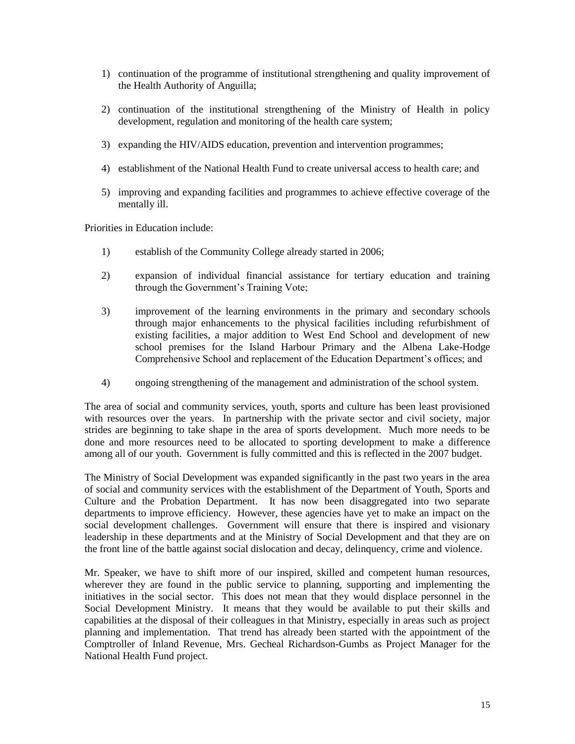1) continuation of the programme of institutional strengthening and quality improvement of the Health Authority of Anguilla;

2) continuation of the institutional strengthening of the Ministry of Health in policy development, regulation and monitoring of the health care system;

3) expanding the HIV/AIDS education, prevention and intervention programmes;

4) establishment of the National Health Fund to create universal access to health care; and

5) improving and expanding facilities and programmes to achieve effective coverage of the mentally ill.

Priorities in Education include:

1) establish of the Community College already started in 2006;

2) expansion of individual financial assistance for tertiary education and training through the Government's Training Vote;

3) improvement of the learning environments in the primary and secondary schools through major enhancements to the physical facilities including refurbishment of existing facilities, a major addition to West End School and development of new school premises for the Island Harbour Primary and the Albena Lake-Hodge Comprehensive School and replacement of the Education Department's offices; and

4) ongoing strengthening of the management and administration of the school system.

The area of social and community services, youth, sports and culture has been least provisioned with resources over the years. In partnership with the private sector and civil society, major strides are beginning to take shape in the area of sports development. Much more needs to be done and more resources need to be allocated to sporting development to make a difference among all of our youth. Government is fully committed and this is reflected in the 2007 budget.

The Ministry of Social Development was expanded significantly in the past two years in the area of social and community services with the establishment of the Department of Youth, Sports and Culture and the Probation Department. It has now been disaggregated into two separate departments to improve efficiency. However, these agencies have yet to make an impact on the social development challenges. Government will ensure that there is inspired and visionary leadership in these departments and at the Ministry of Social Development and that they are on the front line of the battle against social dislocation and decay, delinquency, crime and violence.

Mr. Speaker, we have to shift more of our inspired, skilled and competent human resources, wherever they are found in the public service to planning, supporting and implementing the initiatives in the social sector. This does not mean that they would displace personnel in the Social Development Ministry. It means that they would be available to put their skills and capabilities at the disposal of their colleagues in that Ministry, especially in areas such as project planning and implementation. That trend has already been started with the appointment of the Comptroller of Inland Revenue, Mrs. Gecheal Richardson-Gumbs as Project Manager for the National Health Fund project.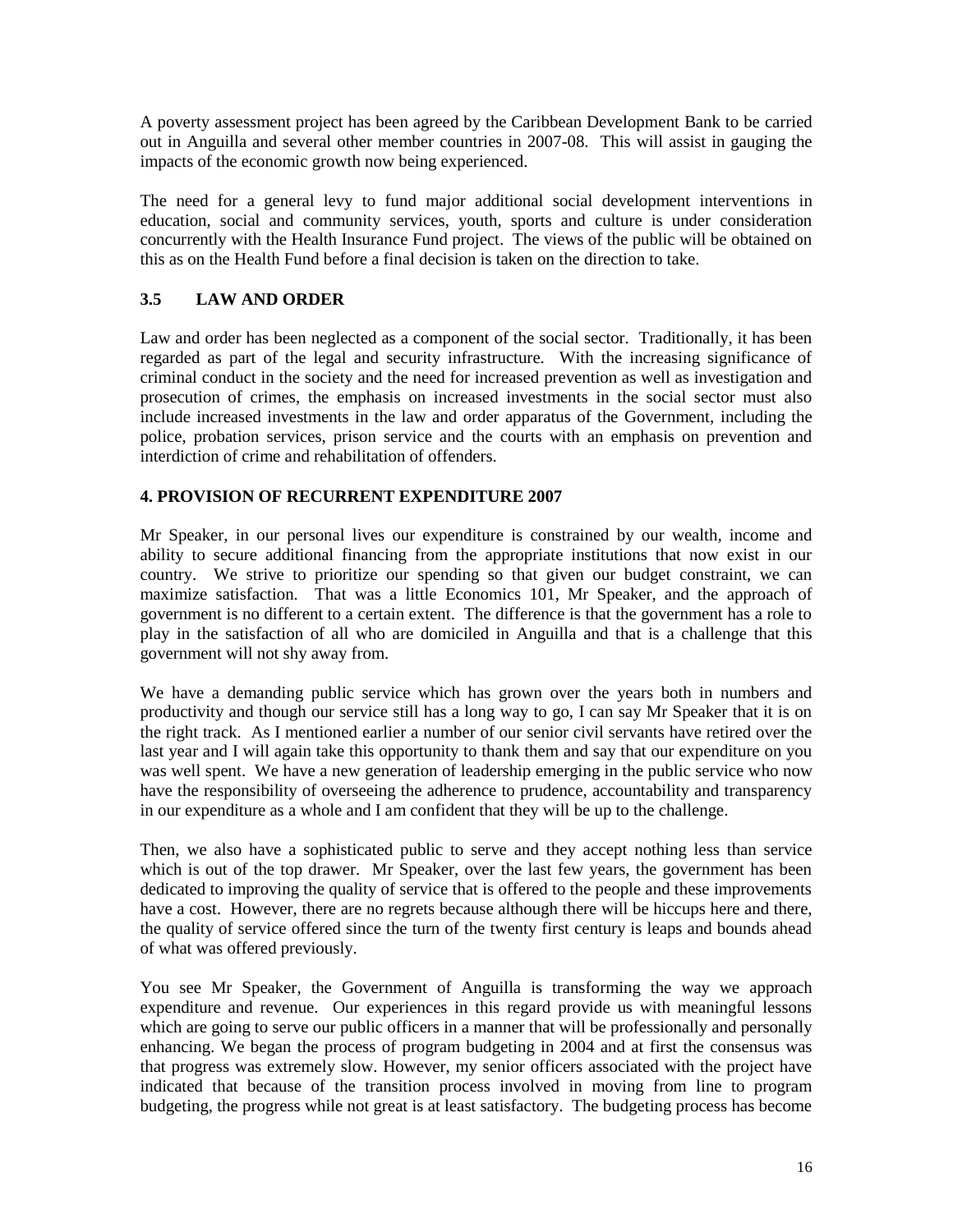A poverty assessment project has been agreed by the Caribbean Development Bank to be carried out in Anguilla and several other member countries in 2007-08. This will assist in gauging the impacts of the economic growth now being experienced.

The need for a general levy to fund major additional social development interventions in education, social and community services, youth, sports and culture is under consideration concurrently with the Health Insurance Fund project. The views of the public will be obtained on this as on the Health Fund before a final decision is taken on the direction to take.

### 3.5 LAW AND ORDER

Law and order has been neglected as a component of the social sector. Traditionally, it has been regarded as part of the legal and security infrastructure. With the increasing significance of criminal conduct in the society and the need for increased prevention as well as investigation and prosecution of crimes, the emphasis on increased investments in the social sector must also include increased investments in the law and order apparatus of the Government, including the police, probation services, prison service and the courts with an emphasis on prevention and interdiction of crime and rehabilitation of offenders.

## 4. PROVISION OF RECURRENT EXPENDITURE 2007

Mr Speaker, in our personal lives our expenditure is constrained by our wealth, income and ability to secure additional financing from the appropriate institutions that now exist in our country. We strive to prioritize our spending so that given our budget constraint, we can maximize satisfaction. That was a little Economics 101, Mr Speaker, and the approach of government is no different to a certain extent. The difference is that the government has a role to play in the satisfaction of all who are domiciled in Anguilla and that is a challenge that this government will not shy away from.

We have a demanding public service which has grown over the years both in numbers and productivity and though our service still has a long way to go, I can say Mr Speaker that it is on the right track. As I mentioned earlier a number of our senior civil servants have retired over the last year and I will again take this opportunity to thank them and say that our expenditure on you was well spent. We have a new generation of leadership emerging in the public service who now have the responsibility of overseeing the adherence to prudence, accountability and transparency in our expenditure as a whole and I am confident that they will be up to the challenge.

Then, we also have a sophisticated public to serve and they accept nothing less than service which is out of the top drawer. Mr Speaker, over the last few years, the government has been dedicated to improving the quality of service that is offered to the people and these improvements have a cost. However, there are no regrets because although there will be hiccups here and there, the quality of service offered since the turn of the twenty first century is leaps and bounds ahead of what was offered previously.

You see Mr Speaker, the Government of Anguilla is transforming the way we approach expenditure and revenue. Our experiences in this regard provide us with meaningful lessons which are going to serve our public officers in a manner that will be professionally and personally enhancing. We began the process of program budgeting in 2004 and at first the consensus was that progress was extremely slow. However, my senior officers associated with the project have indicated that because of the transition process involved in moving from line to program budgeting, the progress while not great is at least satisfactory. The budgeting process has become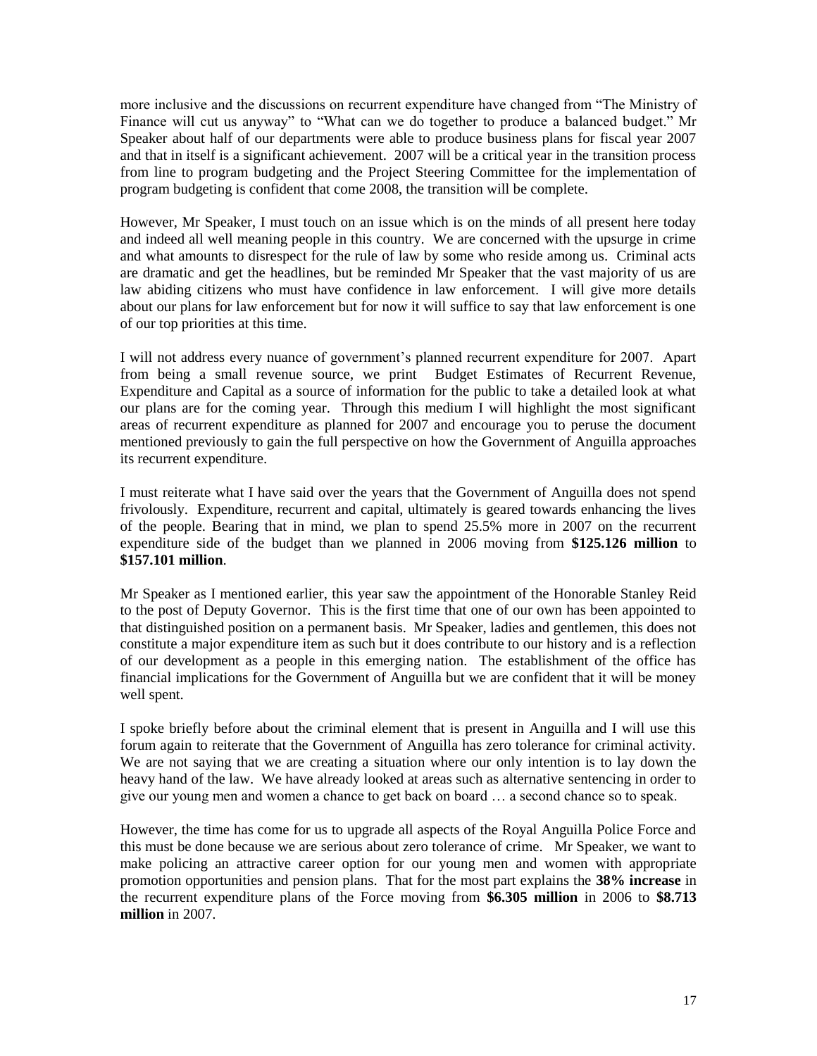more inclusive and the discussions on recurrent expenditure have changed from "The Ministry of Finance will cut us anyway" to "What can we do together to produce a balanced budget." Mr Speaker about half of our departments were able to produce business plans for fiscal year 2007 and that in itself is a significant achievement. 2007 will be a critical year in the transition process from line to program budgeting and the Project Steering Committee for the implementation of program budgeting is confident that come 2008, the transition will be complete.

However, Mr Speaker, I must touch on an issue which is on the minds of all present here today and indeed all well meaning people in this country. We are concerned with the upsurge in crime and what amounts to disrespect for the rule of law by some who reside among us. Criminal acts are dramatic and get the headlines, but be reminded Mr Speaker that the vast majority of us are law abiding citizens who must have confidence in law enforcement. I will give more details about our plans for law enforcement but for now it will suffice to say that law enforcement is one of our top priorities at this time.

I will not address every nuance of government's planned recurrent expenditure for 2007. Apart from being a small revenue source, we print Budget Estimates of Recurrent Revenue, Expenditure and Capital as a source of information for the public to take a detailed look at what our plans are for the coming year. Through this medium I will highlight the most significant areas of recurrent expenditure as planned for 2007 and encourage you to peruse the document mentioned previously to gain the full perspective on how the Government of Anguilla approaches its recurrent expenditure.

I must reiterate what I have said over the years that the Government of Anguilla does not spend frivolously. Expenditure, recurrent and capital, ultimately is geared towards enhancing the lives of the people. Bearing that in mind, we plan to spend 25.5% more in 2007 on the recurrent expenditure side of the budget than we planned in 2006 moving from **$125.126 million** to **$157.101 million**.

Mr Speaker as I mentioned earlier, this year saw the appointment of the Honorable Stanley Reid to the post of Deputy Governor. This is the first time that one of our own has been appointed to that distinguished position on a permanent basis. Mr Speaker, ladies and gentlemen, this does not constitute a major expenditure item as such but it does contribute to our history and is a reflection of our development as a people in this emerging nation. The establishment of the office has financial implications for the Government of Anguilla but we are confident that it will be money well spent.

I spoke briefly before about the criminal element that is present in Anguilla and I will use this forum again to reiterate that the Government of Anguilla has zero tolerance for criminal activity. We are not saying that we are creating a situation where our only intention is to lay down the heavy hand of the law. We have already looked at areas such as alternative sentencing in order to give our young men and women a chance to get back on board … a second chance so to speak.

However, the time has come for us to upgrade all aspects of the Royal Anguilla Police Force and this must be done because we are serious about zero tolerance of crime. Mr Speaker, we want to make policing an attractive career option for our young men and women with appropriate promotion opportunities and pension plans. That for the most part explains the **38% increase** in the recurrent expenditure plans of the Force moving from **$6.305 million** in 2006 to **$8.713 million** in 2007.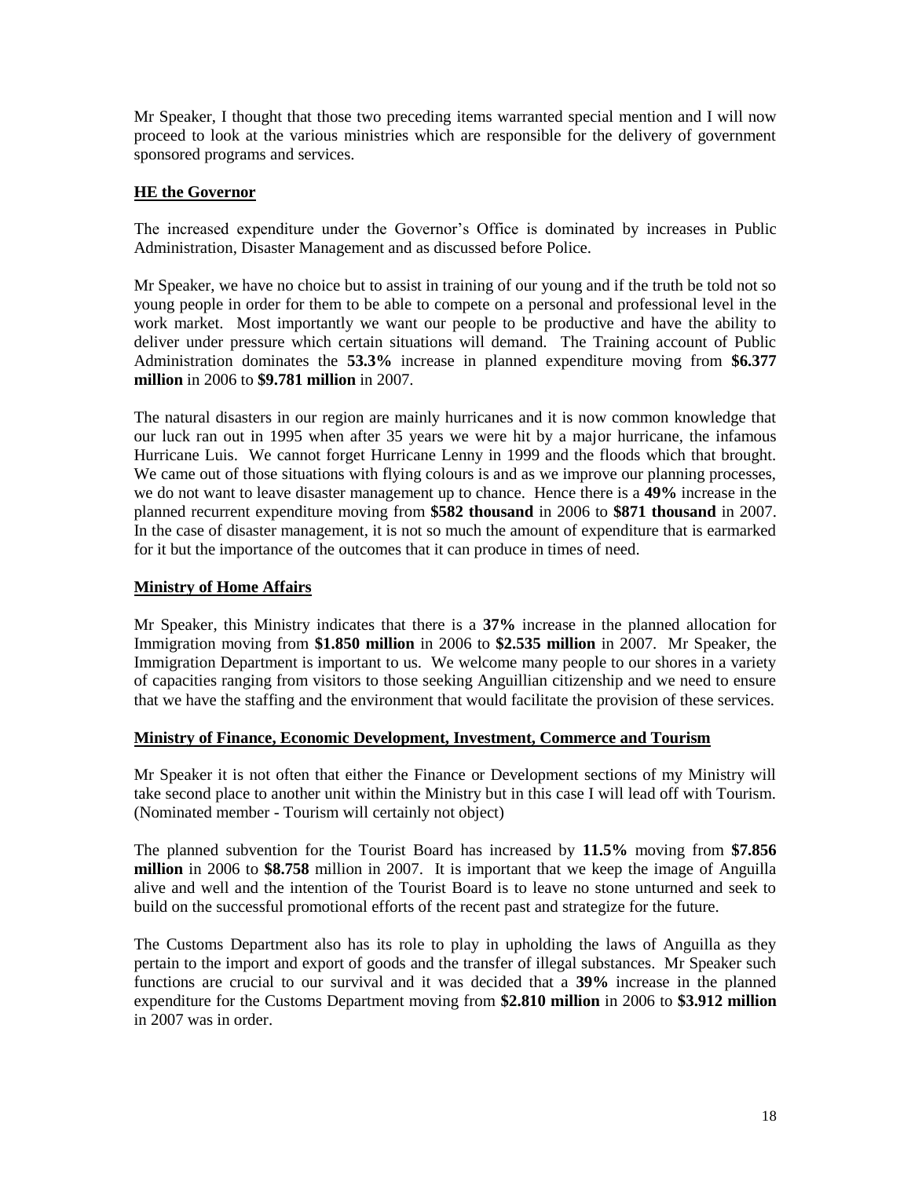Mr Speaker, I thought that those two preceding items warranted special mention and I will now proceed to look at the various ministries which are responsible for the delivery of government sponsored programs and services.

## HE the Governor

The increased expenditure under the Governor's Office is dominated by increases in Public Administration, Disaster Management and as discussed before Police.

Mr Speaker, we have no choice but to assist in training of our young and if the truth be told not so young people in order for them to be able to compete on a personal and professional level in the work market. Most importantly we want our people to be productive and have the ability to deliver under pressure which certain situations will demand. The Training account of Public Administration dominates the **53.3%** increase in planned expenditure moving from **$6.377 million** in 2006 to **$9.781 million** in 2007.

The natural disasters in our region are mainly hurricanes and it is now common knowledge that our luck ran out in 1995 when after 35 years we were hit by a major hurricane, the infamous Hurricane Luis. We cannot forget Hurricane Lenny in 1999 and the floods which that brought. We came out of those situations with flying colours is and as we improve our planning processes, we do not want to leave disaster management up to chance. Hence there is a **49%** increase in the planned recurrent expenditure moving from **$582 thousand** in 2006 to **$871 thousand** in 2007. In the case of disaster management, it is not so much the amount of expenditure that is earmarked for it but the importance of the outcomes that it can produce in times of need.

## Ministry of Home Affairs

Mr Speaker, this Ministry indicates that there is a **37%** increase in the planned allocation for Immigration moving from **$1.850 million** in 2006 to **$2.535 million** in 2007. Mr Speaker, the Immigration Department is important to us. We welcome many people to our shores in a variety of capacities ranging from visitors to those seeking Anguillian citizenship and we need to ensure that we have the staffing and the environment that would facilitate the provision of these services.

## Ministry of Finance, Economic Development, Investment, Commerce and Tourism

Mr Speaker it is not often that either the Finance or Development sections of my Ministry will take second place to another unit within the Ministry but in this case I will lead off with Tourism. (Nominated member - Tourism will certainly not object)

The planned subvention for the Tourist Board has increased by **11.5%** moving from **$7.856 million** in 2006 to **$8.758** million in 2007. It is important that we keep the image of Anguilla alive and well and the intention of the Tourist Board is to leave no stone unturned and seek to build on the successful promotional efforts of the recent past and strategize for the future.

The Customs Department also has its role to play in upholding the laws of Anguilla as they pertain to the import and export of goods and the transfer of illegal substances. Mr Speaker such functions are crucial to our survival and it was decided that a **39%** increase in the planned expenditure for the Customs Department moving from **$2.810 million** in 2006 to **$3.912 million** in 2007 was in order.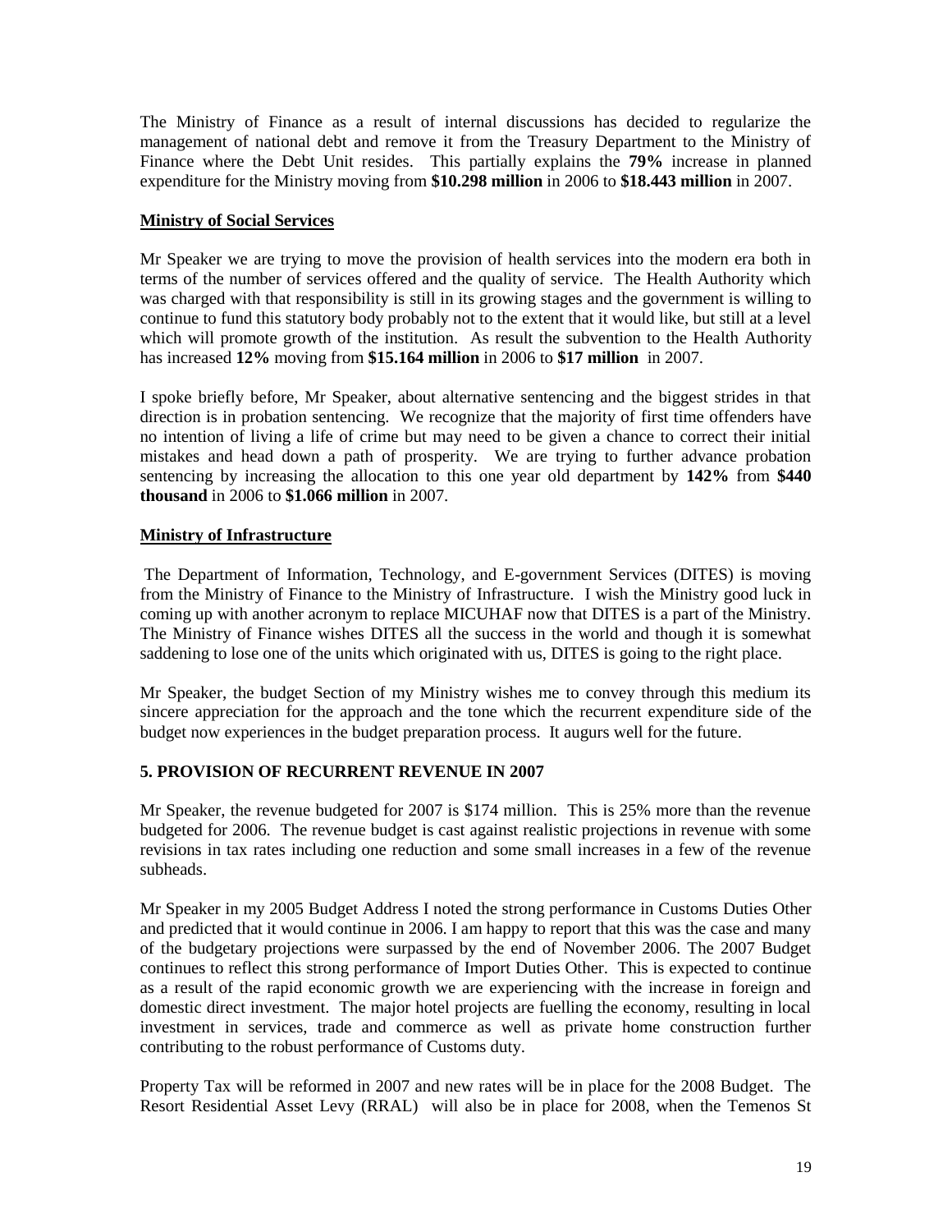The Ministry of Finance as a result of internal discussions has decided to regularize the management of national debt and remove it from the Treasury Department to the Ministry of Finance where the Debt Unit resides. This partially explains the **79%** increase in planned expenditure for the Ministry moving from **$10.298 million** in 2006 to **$18.443 million** in 2007.

**Ministry of Social Services**

Mr Speaker we are trying to move the provision of health services into the modern era both in terms of the number of services offered and the quality of service. The Health Authority which was charged with that responsibility is still in its growing stages and the government is willing to continue to fund this statutory body probably not to the extent that it would like, but still at a level which will promote growth of the institution. As result the subvention to the Health Authority has increased **12%** moving from **$15.164 million** in 2006 to **$17 million** in 2007.

I spoke briefly before, Mr Speaker, about alternative sentencing and the biggest strides in that direction is in probation sentencing. We recognize that the majority of first time offenders have no intention of living a life of crime but may need to be given a chance to correct their initial mistakes and head down a path of prosperity. We are trying to further advance probation sentencing by increasing the allocation to this one year old department by **142%** from **$440 thousand** in 2006 to **$1.066 million** in 2007.

**Ministry of Infrastructure**

The Department of Information, Technology, and E-government Services (DITES) is moving from the Ministry of Finance to the Ministry of Infrastructure. I wish the Ministry good luck in coming up with another acronym to replace MICUHAF now that DITES is a part of the Ministry. The Ministry of Finance wishes DITES all the success in the world and though it is somewhat saddening to lose one of the units which originated with us, DITES is going to the right place.

Mr Speaker, the budget Section of my Ministry wishes me to convey through this medium its sincere appreciation for the approach and the tone which the recurrent expenditure side of the budget now experiences in the budget preparation process. It augurs well for the future.

## 5. PROVISION OF RECURRENT REVENUE IN 2007

Mr Speaker, the revenue budgeted for 2007 is $174 million. This is 25% more than the revenue budgeted for 2006. The revenue budget is cast against realistic projections in revenue with some revisions in tax rates including one reduction and some small increases in a few of the revenue subheads.

Mr Speaker in my 2005 Budget Address I noted the strong performance in Customs Duties Other and predicted that it would continue in 2006. I am happy to report that this was the case and many of the budgetary projections were surpassed by the end of November 2006. The 2007 Budget continues to reflect this strong performance of Import Duties Other. This is expected to continue as a result of the rapid economic growth we are experiencing with the increase in foreign and domestic direct investment. The major hotel projects are fuelling the economy, resulting in local investment in services, trade and commerce as well as private home construction further contributing to the robust performance of Customs duty.

Property Tax will be reformed in 2007 and new rates will be in place for the 2008 Budget. The Resort Residential Asset Levy (RRAL) will also be in place for 2008, when the Temenos St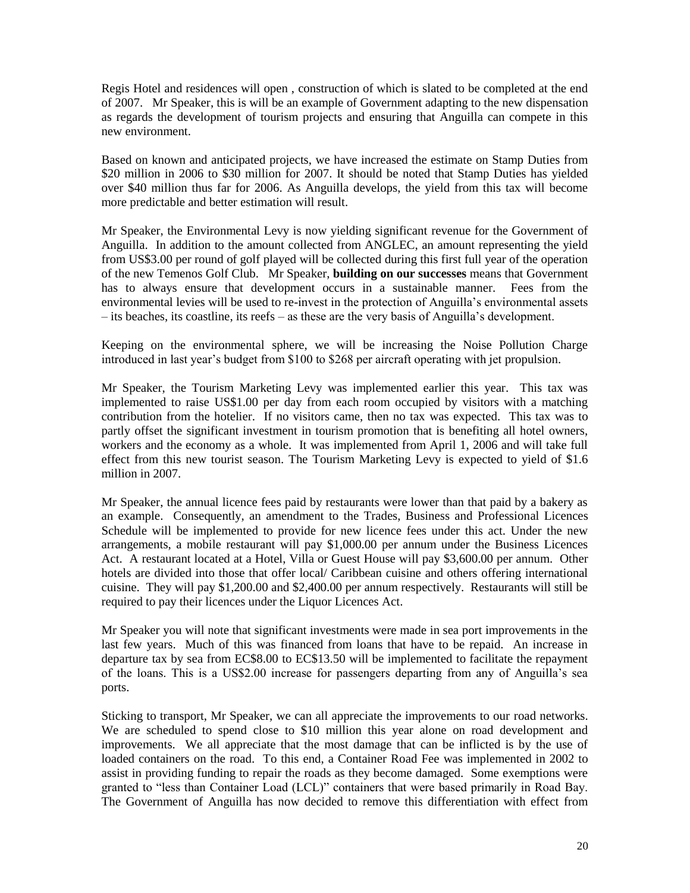Regis Hotel and residences will open , construction of which is slated to be completed at the end of 2007. Mr Speaker, this is will be an example of Government adapting to the new dispensation as regards the development of tourism projects and ensuring that Anguilla can compete in this new environment.

Based on known and anticipated projects, we have increased the estimate on Stamp Duties from $20 million in 2006 to $30 million for 2007. It should be noted that Stamp Duties has yielded over $40 million thus far for 2006. As Anguilla develops, the yield from this tax will become more predictable and better estimation will result.

Mr Speaker, the Environmental Levy is now yielding significant revenue for the Government of Anguilla. In addition to the amount collected from ANGLEC, an amount representing the yield from US$3.00 per round of golf played will be collected during this first full year of the operation of the new Temenos Golf Club. Mr Speaker, **building on our successes** means that Government has to always ensure that development occurs in a sustainable manner. Fees from the environmental levies will be used to re-invest in the protection of Anguilla's environmental assets – its beaches, its coastline, its reefs – as these are the very basis of Anguilla's development.

Keeping on the environmental sphere, we will be increasing the Noise Pollution Charge introduced in last year's budget from $100 to $268 per aircraft operating with jet propulsion.

Mr Speaker, the Tourism Marketing Levy was implemented earlier this year. This tax was implemented to raise US$1.00 per day from each room occupied by visitors with a matching contribution from the hotelier. If no visitors came, then no tax was expected. This tax was to partly offset the significant investment in tourism promotion that is benefiting all hotel owners, workers and the economy as a whole. It was implemented from April 1, 2006 and will take full effect from this new tourist season. The Tourism Marketing Levy is expected to yield of $1.6 million in 2007.

Mr Speaker, the annual licence fees paid by restaurants were lower than that paid by a bakery as an example. Consequently, an amendment to the Trades, Business and Professional Licences Schedule will be implemented to provide for new licence fees under this act. Under the new arrangements, a mobile restaurant will pay $1,000.00 per annum under the Business Licences Act. A restaurant located at a Hotel, Villa or Guest House will pay $3,600.00 per annum. Other hotels are divided into those that offer local/ Caribbean cuisine and others offering international cuisine. They will pay $1,200.00 and $2,400.00 per annum respectively. Restaurants will still be required to pay their licences under the Liquor Licences Act.

Mr Speaker you will note that significant investments were made in sea port improvements in the last few years. Much of this was financed from loans that have to be repaid. An increase in departure tax by sea from EC$8.00 to EC$13.50 will be implemented to facilitate the repayment of the loans. This is a US$2.00 increase for passengers departing from any of Anguilla's sea ports.

Sticking to transport, Mr Speaker, we can all appreciate the improvements to our road networks. We are scheduled to spend close to $10 million this year alone on road development and improvements. We all appreciate that the most damage that can be inflicted is by the use of loaded containers on the road. To this end, a Container Road Fee was implemented in 2002 to assist in providing funding to repair the roads as they become damaged. Some exemptions were granted to "less than Container Load (LCL)" containers that were based primarily in Road Bay. The Government of Anguilla has now decided to remove this differentiation with effect from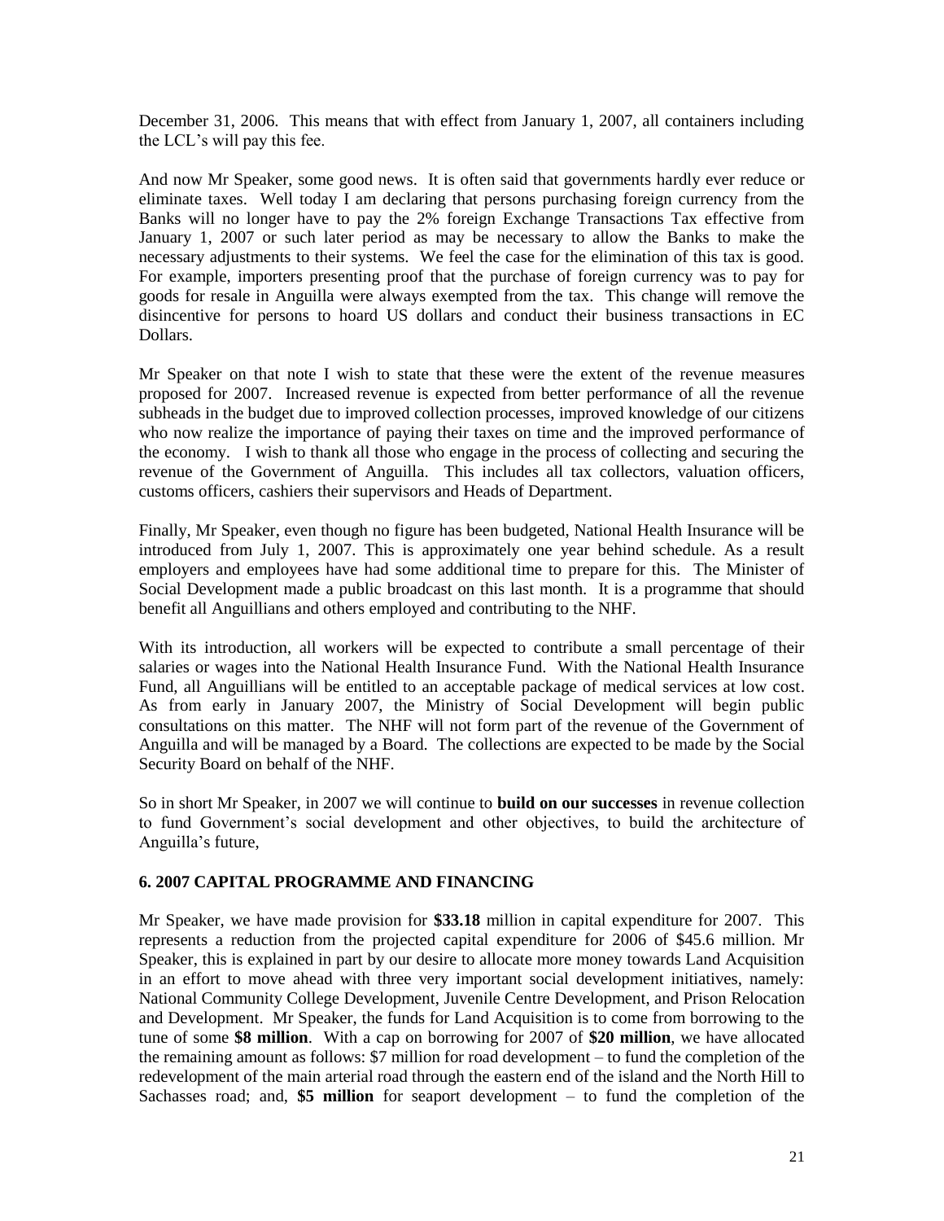December 31, 2006. This means that with effect from January 1, 2007, all containers including the LCL's will pay this fee.

And now Mr Speaker, some good news. It is often said that governments hardly ever reduce or eliminate taxes. Well today I am declaring that persons purchasing foreign currency from the Banks will no longer have to pay the 2% foreign Exchange Transactions Tax effective from January 1, 2007 or such later period as may be necessary to allow the Banks to make the necessary adjustments to their systems. We feel the case for the elimination of this tax is good. For example, importers presenting proof that the purchase of foreign currency was to pay for goods for resale in Anguilla were always exempted from the tax. This change will remove the disincentive for persons to hoard US dollars and conduct their business transactions in EC Dollars.

Mr Speaker on that note I wish to state that these were the extent of the revenue measures proposed for 2007. Increased revenue is expected from better performance of all the revenue subheads in the budget due to improved collection processes, improved knowledge of our citizens who now realize the importance of paying their taxes on time and the improved performance of the economy. I wish to thank all those who engage in the process of collecting and securing the revenue of the Government of Anguilla. This includes all tax collectors, valuation officers, customs officers, cashiers their supervisors and Heads of Department.

Finally, Mr Speaker, even though no figure has been budgeted, National Health Insurance will be introduced from July 1, 2007. This is approximately one year behind schedule. As a result employers and employees have had some additional time to prepare for this. The Minister of Social Development made a public broadcast on this last month. It is a programme that should benefit all Anguillians and others employed and contributing to the NHF.

With its introduction, all workers will be expected to contribute a small percentage of their salaries or wages into the National Health Insurance Fund. With the National Health Insurance Fund, all Anguillians will be entitled to an acceptable package of medical services at low cost. As from early in January 2007, the Ministry of Social Development will begin public consultations on this matter. The NHF will not form part of the revenue of the Government of Anguilla and will be managed by a Board. The collections are expected to be made by the Social Security Board on behalf of the NHF.

So in short Mr Speaker, in 2007 we will continue to **build on our successes** in revenue collection to fund Government's social development and other objectives, to build the architecture of Anguilla's future,

## 6. 2007 CAPITAL PROGRAMME AND FINANCING

Mr Speaker, we have made provision for **$33.18** million in capital expenditure for 2007. This represents a reduction from the projected capital expenditure for 2006 of $45.6 million. Mr Speaker, this is explained in part by our desire to allocate more money towards Land Acquisition in an effort to move ahead with three very important social development initiatives, namely: National Community College Development, Juvenile Centre Development, and Prison Relocation and Development. Mr Speaker, the funds for Land Acquisition is to come from borrowing to the tune of some **$8 million**. With a cap on borrowing for 2007 of **$20 million**, we have allocated the remaining amount as follows: $7 million for road development – to fund the completion of the redevelopment of the main arterial road through the eastern end of the island and the North Hill to Sachasses road; and, **$5 million** for seaport development – to fund the completion of the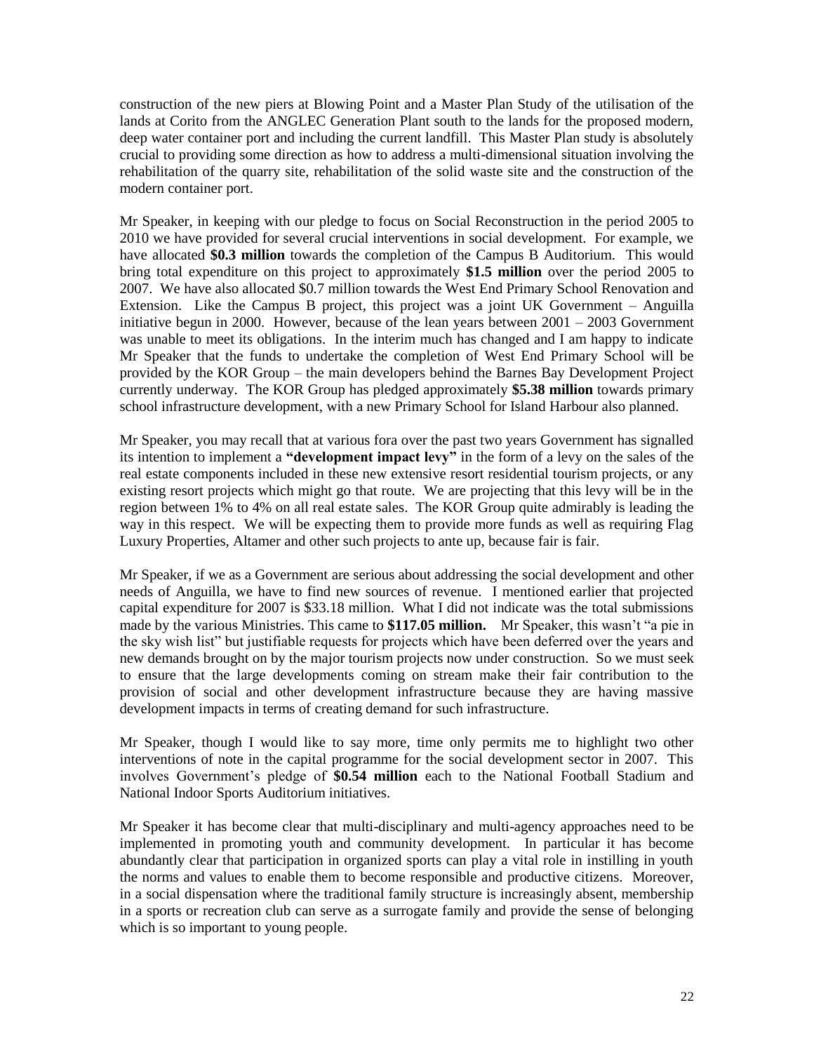construction of the new piers at Blowing Point and a Master Plan Study of the utilisation of the lands at Corito from the ANGLEC Generation Plant south to the lands for the proposed modern, deep water container port and including the current landfill. This Master Plan study is absolutely crucial to providing some direction as how to address a multi-dimensional situation involving the rehabilitation of the quarry site, rehabilitation of the solid waste site and the construction of the modern container port.

Mr Speaker, in keeping with our pledge to focus on Social Reconstruction in the period 2005 to 2010 we have provided for several crucial interventions in social development. For example, we have allocated **$0.3 million** towards the completion of the Campus B Auditorium. This would bring total expenditure on this project to approximately **$1.5 million** over the period 2005 to 2007. We have also allocated $0.7 million towards the West End Primary School Renovation and Extension. Like the Campus B project, this project was a joint UK Government – Anguilla initiative begun in 2000. However, because of the lean years between 2001 – 2003 Government was unable to meet its obligations. In the interim much has changed and I am happy to indicate Mr Speaker that the funds to undertake the completion of West End Primary School will be provided by the KOR Group – the main developers behind the Barnes Bay Development Project currently underway. The KOR Group has pledged approximately **$5.38 million** towards primary school infrastructure development, with a new Primary School for Island Harbour also planned.

Mr Speaker, you may recall that at various fora over the past two years Government has signalled its intention to implement a **"development impact levy"** in the form of a levy on the sales of the real estate components included in these new extensive resort residential tourism projects, or any existing resort projects which might go that route. We are projecting that this levy will be in the region between 1% to 4% on all real estate sales. The KOR Group quite admirably is leading the way in this respect. We will be expecting them to provide more funds as well as requiring Flag Luxury Properties, Altamer and other such projects to ante up, because fair is fair.

Mr Speaker, if we as a Government are serious about addressing the social development and other needs of Anguilla, we have to find new sources of revenue. I mentioned earlier that projected capital expenditure for 2007 is $33.18 million. What I did not indicate was the total submissions made by the various Ministries. This came to **$117.05 million.** Mr Speaker, this wasn't "a pie in the sky wish list" but justifiable requests for projects which have been deferred over the years and new demands brought on by the major tourism projects now under construction. So we must seek to ensure that the large developments coming on stream make their fair contribution to the provision of social and other development infrastructure because they are having massive development impacts in terms of creating demand for such infrastructure.

Mr Speaker, though I would like to say more, time only permits me to highlight two other interventions of note in the capital programme for the social development sector in 2007. This involves Government's pledge of **$0.54 million** each to the National Football Stadium and National Indoor Sports Auditorium initiatives.

Mr Speaker it has become clear that multi-disciplinary and multi-agency approaches need to be implemented in promoting youth and community development. In particular it has become abundantly clear that participation in organized sports can play a vital role in instilling in youth the norms and values to enable them to become responsible and productive citizens. Moreover, in a social dispensation where the traditional family structure is increasingly absent, membership in a sports or recreation club can serve as a surrogate family and provide the sense of belonging which is so important to young people.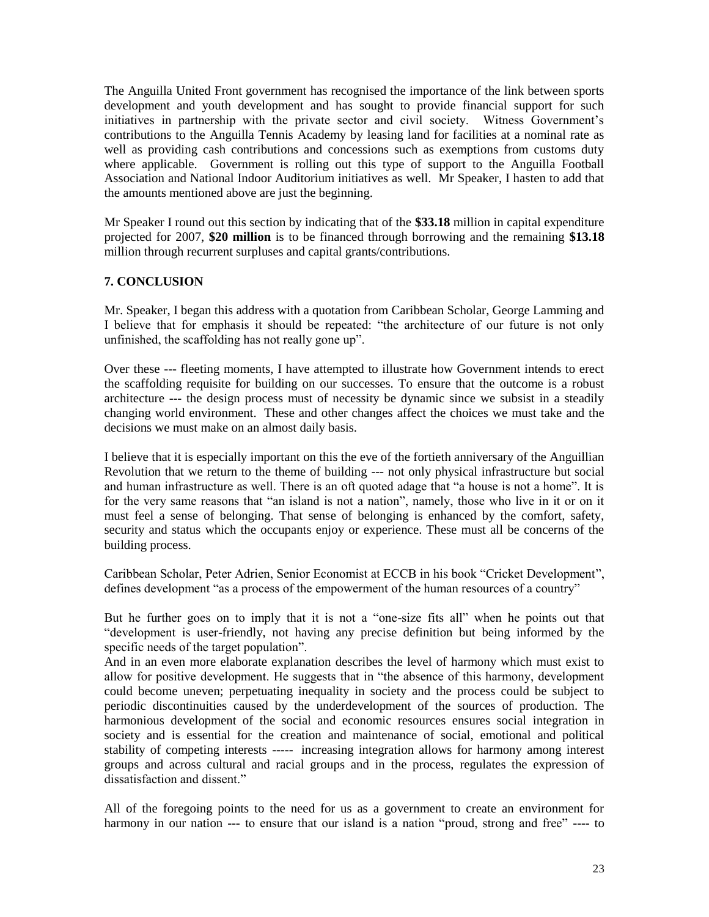The Anguilla United Front government has recognised the importance of the link between sports development and youth development and has sought to provide financial support for such initiatives in partnership with the private sector and civil society. Witness Government's contributions to the Anguilla Tennis Academy by leasing land for facilities at a nominal rate as well as providing cash contributions and concessions such as exemptions from customs duty where applicable. Government is rolling out this type of support to the Anguilla Football Association and National Indoor Auditorium initiatives as well. Mr Speaker, I hasten to add that the amounts mentioned above are just the beginning.

Mr Speaker I round out this section by indicating that of the **$33.18** million in capital expenditure projected for 2007, **$20 million** is to be financed through borrowing and the remaining **$13.18** million through recurrent surpluses and capital grants/contributions.

## 7. CONCLUSION

Mr. Speaker, I began this address with a quotation from Caribbean Scholar, George Lamming and I believe that for emphasis it should be repeated: "the architecture of our future is not only unfinished, the scaffolding has not really gone up".

Over these --- fleeting moments, I have attempted to illustrate how Government intends to erect the scaffolding requisite for building on our successes. To ensure that the outcome is a robust architecture --- the design process must of necessity be dynamic since we subsist in a steadily changing world environment. These and other changes affect the choices we must take and the decisions we must make on an almost daily basis.

I believe that it is especially important on this the eve of the fortieth anniversary of the Anguillian Revolution that we return to the theme of building --- not only physical infrastructure but social and human infrastructure as well. There is an oft quoted adage that "a house is not a home". It is for the very same reasons that "an island is not a nation", namely, those who live in it or on it must feel a sense of belonging. That sense of belonging is enhanced by the comfort, safety, security and status which the occupants enjoy or experience. These must all be concerns of the building process.

Caribbean Scholar, Peter Adrien, Senior Economist at ECCB in his book "Cricket Development", defines development "as a process of the empowerment of the human resources of a country"

But he further goes on to imply that it is not a "one-size fits all" when he points out that "development is user-friendly, not having any precise definition but being informed by the specific needs of the target population".

And in an even more elaborate explanation describes the level of harmony which must exist to allow for positive development. He suggests that in "the absence of this harmony, development could become uneven; perpetuating inequality in society and the process could be subject to periodic discontinuities caused by the underdevelopment of the sources of production. The harmonious development of the social and economic resources ensures social integration in society and is essential for the creation and maintenance of social, emotional and political stability of competing interests ----- increasing integration allows for harmony among interest groups and across cultural and racial groups and in the process, regulates the expression of dissatisfaction and dissent."

All of the foregoing points to the need for us as a government to create an environment for harmony in our nation --- to ensure that our island is a nation "proud, strong and free" ---- to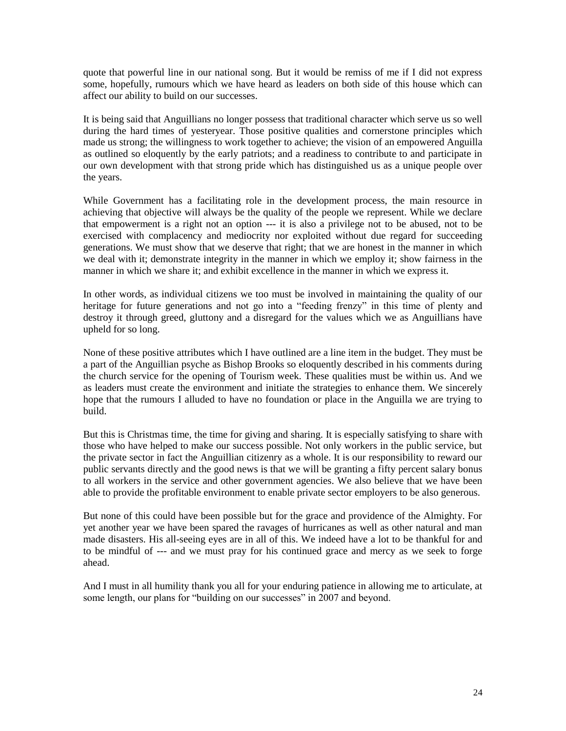quote that powerful line in our national song. But it would be remiss of me if I did not express some, hopefully, rumours which we have heard as leaders on both side of this house which can affect our ability to build on our successes.

It is being said that Anguillians no longer possess that traditional character which serve us so well during the hard times of yesteryear. Those positive qualities and cornerstone principles which made us strong; the willingness to work together to achieve; the vision of an empowered Anguilla as outlined so eloquently by the early patriots; and a readiness to contribute to and participate in our own development with that strong pride which has distinguished us as a unique people over the years.

While Government has a facilitating role in the development process, the main resource in achieving that objective will always be the quality of the people we represent. While we declare that empowerment is a right not an option --- it is also a privilege not to be abused, not to be exercised with complacency and mediocrity nor exploited without due regard for succeeding generations. We must show that we deserve that right; that we are honest in the manner in which we deal with it; demonstrate integrity in the manner in which we employ it; show fairness in the manner in which we share it; and exhibit excellence in the manner in which we express it.

In other words, as individual citizens we too must be involved in maintaining the quality of our heritage for future generations and not go into a "feeding frenzy" in this time of plenty and destroy it through greed, gluttony and a disregard for the values which we as Anguillians have upheld for so long.

None of these positive attributes which I have outlined are a line item in the budget. They must be a part of the Anguillian psyche as Bishop Brooks so eloquently described in his comments during the church service for the opening of Tourism week. These qualities must be within us. And we as leaders must create the environment and initiate the strategies to enhance them. We sincerely hope that the rumours I alluded to have no foundation or place in the Anguilla we are trying to build.

But this is Christmas time, the time for giving and sharing. It is especially satisfying to share with those who have helped to make our success possible. Not only workers in the public service, but the private sector in fact the Anguillian citizenry as a whole. It is our responsibility to reward our public servants directly and the good news is that we will be granting a fifty percent salary bonus to all workers in the service and other government agencies. We also believe that we have been able to provide the profitable environment to enable private sector employers to be also generous.

But none of this could have been possible but for the grace and providence of the Almighty. For yet another year we have been spared the ravages of hurricanes as well as other natural and man made disasters. His all-seeing eyes are in all of this. We indeed have a lot to be thankful for and to be mindful of --- and we must pray for his continued grace and mercy as we seek to forge ahead.

And I must in all humility thank you all for your enduring patience in allowing me to articulate, at some length, our plans for "building on our successes" in 2007 and beyond.